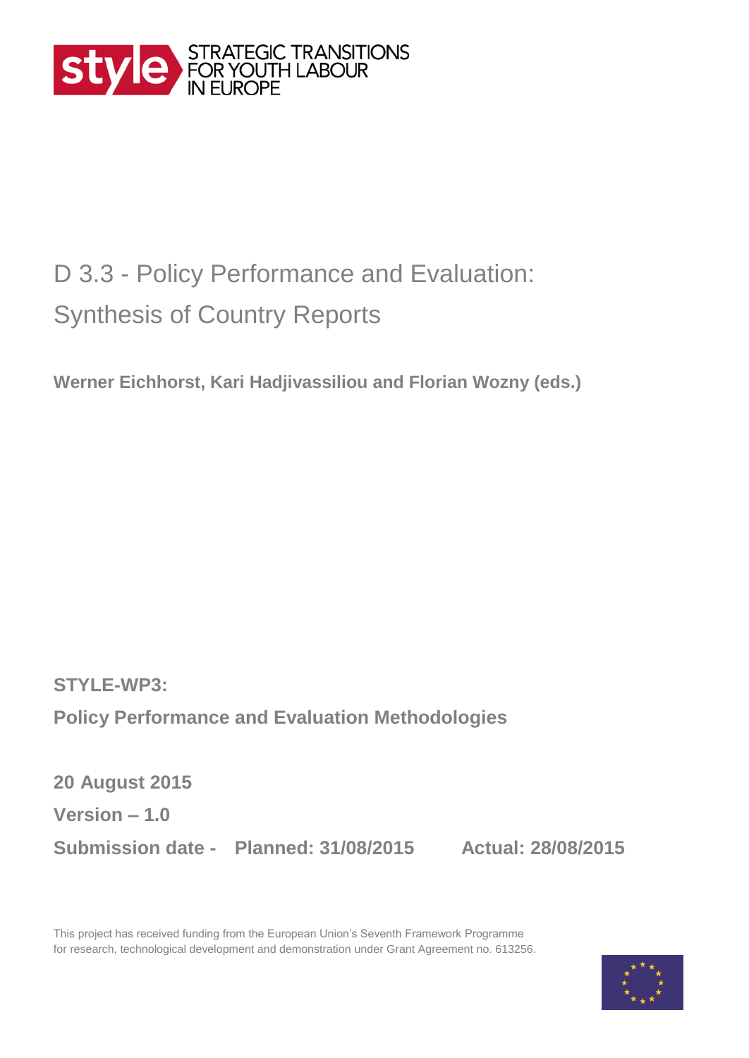STRATEGIC TRANSITIONS FOR YOUTH LABOUR IN EUROPE

# D 3.3 - Policy Performance and Evaluation: Synthesis of Country Reports

**Werner Eichhorst, Kari Hadjivassiliou and Florian Wozny (eds.)**

**STYLE-WP3:**

**Policy Performance and Evaluation Methodologies**

**20 August 2015**

**Version – 1.0**

**Submission date - Planned: 31/08/2015 Actual: 28/08/2015**

This project has received funding from the European Union's Seventh Framework Programme for research, technological development and demonstration under Grant Agreement no. 613256.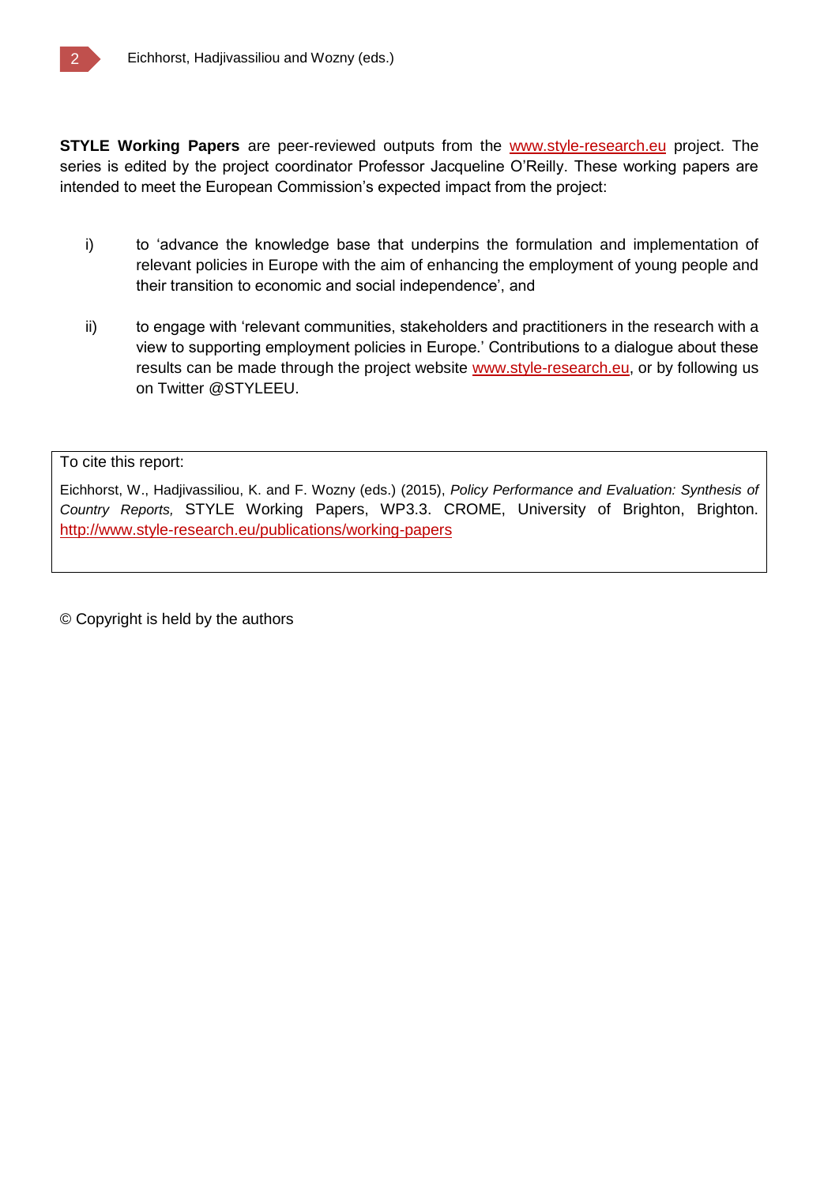**STYLE Working Papers** are peer-reviewed outputs from the www.style-research.eu project. The series is edited by the project coordinator Professor Jacqueline O'Reilly. These working papers are intended to meet the European Commission's expected impact from the project:

i) to 'advance the knowledge base that underpins the formulation and implementation of relevant policies in Europe with the aim of enhancing the employment of young people and their transition to economic and social independence', and

ii) to engage with 'relevant communities, stakeholders and practitioners in the research with a view to supporting employment policies in Europe.' Contributions to a dialogue about these results can be made through the project website www.style-research.eu, or by following us on Twitter @STYLEEU.

To cite this report:

Eichhorst, W., Hadjivassiliou, K. and F. Wozny (eds.) (2015), *Policy Performance and Evaluation: Synthesis of Country Reports,* STYLE Working Papers, WP3.3. CROME, University of Brighton, Brighton. http://www.style-research.eu/publications/working-papers

© Copyright is held by the authors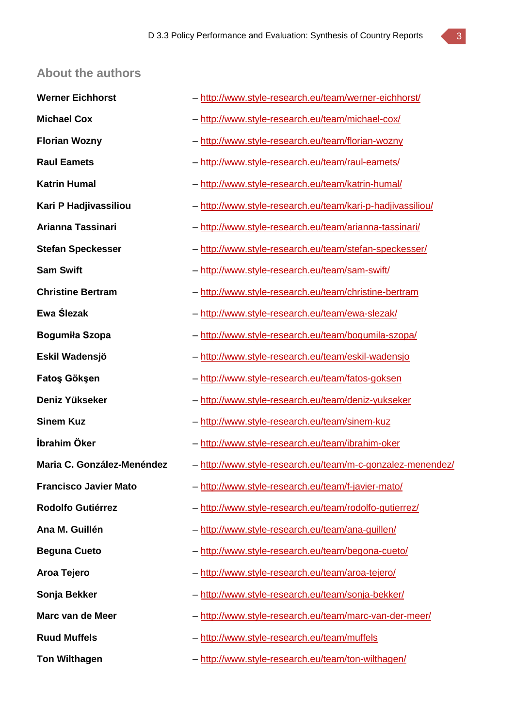## About the authors

**Werner Eichhorst** – http://www.style-research.eu/team/werner-eichhorst/

**Michael Cox** – http://www.style-research.eu/team/michael-cox/

**Florian Wozny** – http://www.style-research.eu/team/florian-wozny

**Raul Eamets** – http://www.style-research.eu/team/raul-eamets/

**Katrin Humal** – http://www.style-research.eu/team/katrin-humal/

**Kari P Hadjivassiliou** – http://www.style-research.eu/team/kari-p-hadjivassiliou/

**Arianna Tassinari** – http://www.style-research.eu/team/arianna-tassinari/

**Stefan Speckesser** – http://www.style-research.eu/team/stefan-speckesser/

**Sam Swift** – http://www.style-research.eu/team/sam-swift/

**Christine Bertram** – http://www.style-research.eu/team/christine-bertram

**Ewa Ślezak** – http://www.style-research.eu/team/ewa-slezak/

**Bogumiła Szopa** – http://www.style-research.eu/team/bogumila-szopa/

**Eskil Wadensjö** – http://www.style-research.eu/team/eskil-wadensjo

**Fatoş Gökşen** – http://www.style-research.eu/team/fatos-goksen

**Deniz Yükseker** – http://www.style-research.eu/team/deniz-yukseker

**Sinem Kuz** – http://www.style-research.eu/team/sinem-kuz

**İbrahim Öker** – http://www.style-research.eu/team/ibrahim-oker

**Maria C. González-Menéndez** – http://www.style-research.eu/team/m-c-gonzalez-menendez/

**Francisco Javier Mato** – http://www.style-research.eu/team/f-javier-mato/

**Rodolfo Gutiérrez** – http://www.style-research.eu/team/rodolfo-gutierrez/

**Ana M. Guillén** – http://www.style-research.eu/team/ana-guillen/

**Beguna Cueto** – http://www.style-research.eu/team/begona-cueto/

**Aroa Tejero** – http://www.style-research.eu/team/aroa-tejero/

**Sonja Bekker** – http://www.style-research.eu/team/sonja-bekker/

**Marc van de Meer** – http://www.style-research.eu/team/marc-van-der-meer/

**Ruud Muffels** – http://www.style-research.eu/team/muffels

**Ton Wilthagen** – http://www.style-research.eu/team/ton-wilthagen/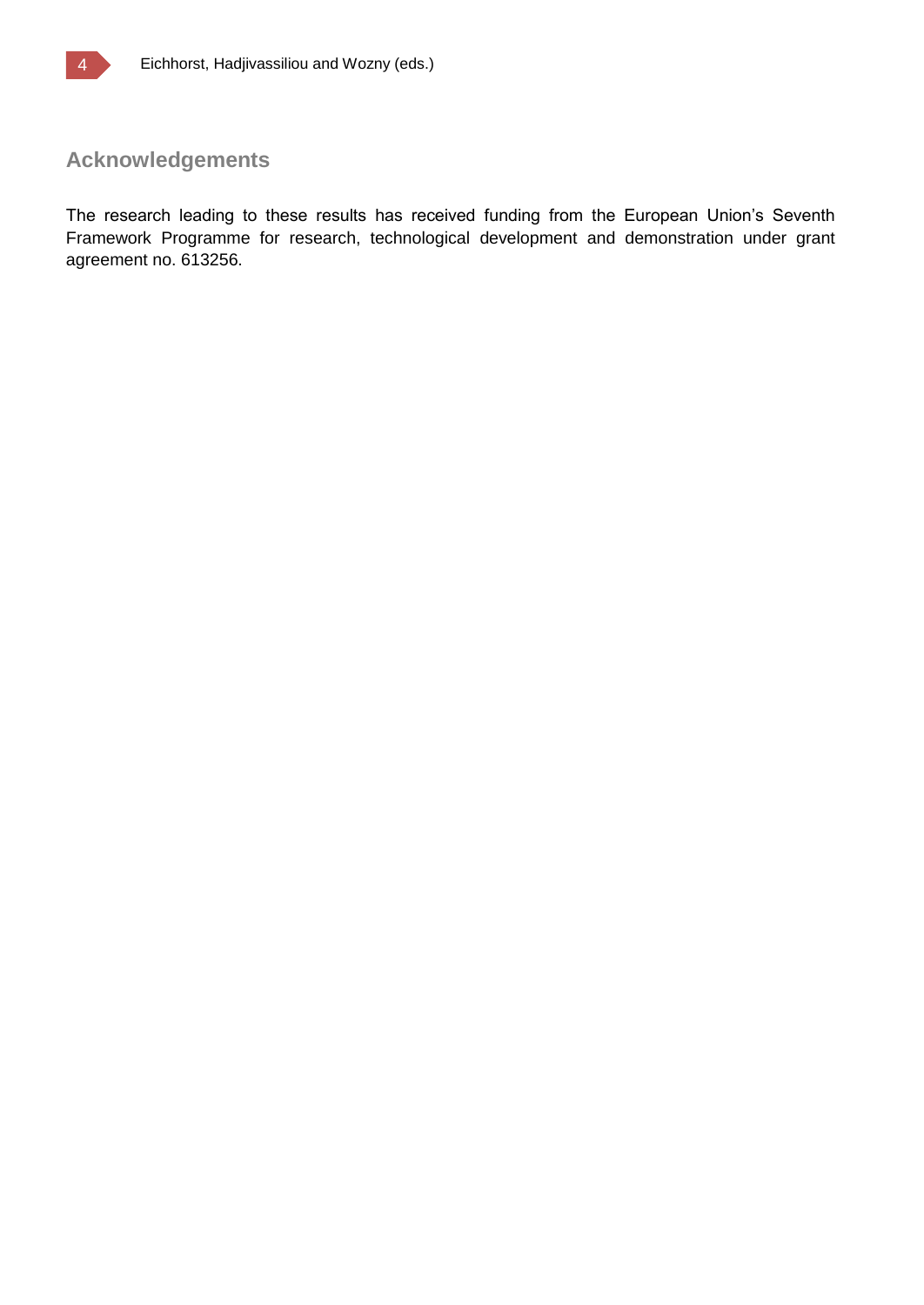## Acknowledgements

The research leading to these results has received funding from the European Union's Seventh Framework Programme for research, technological development and demonstration under grant agreement no. 613256.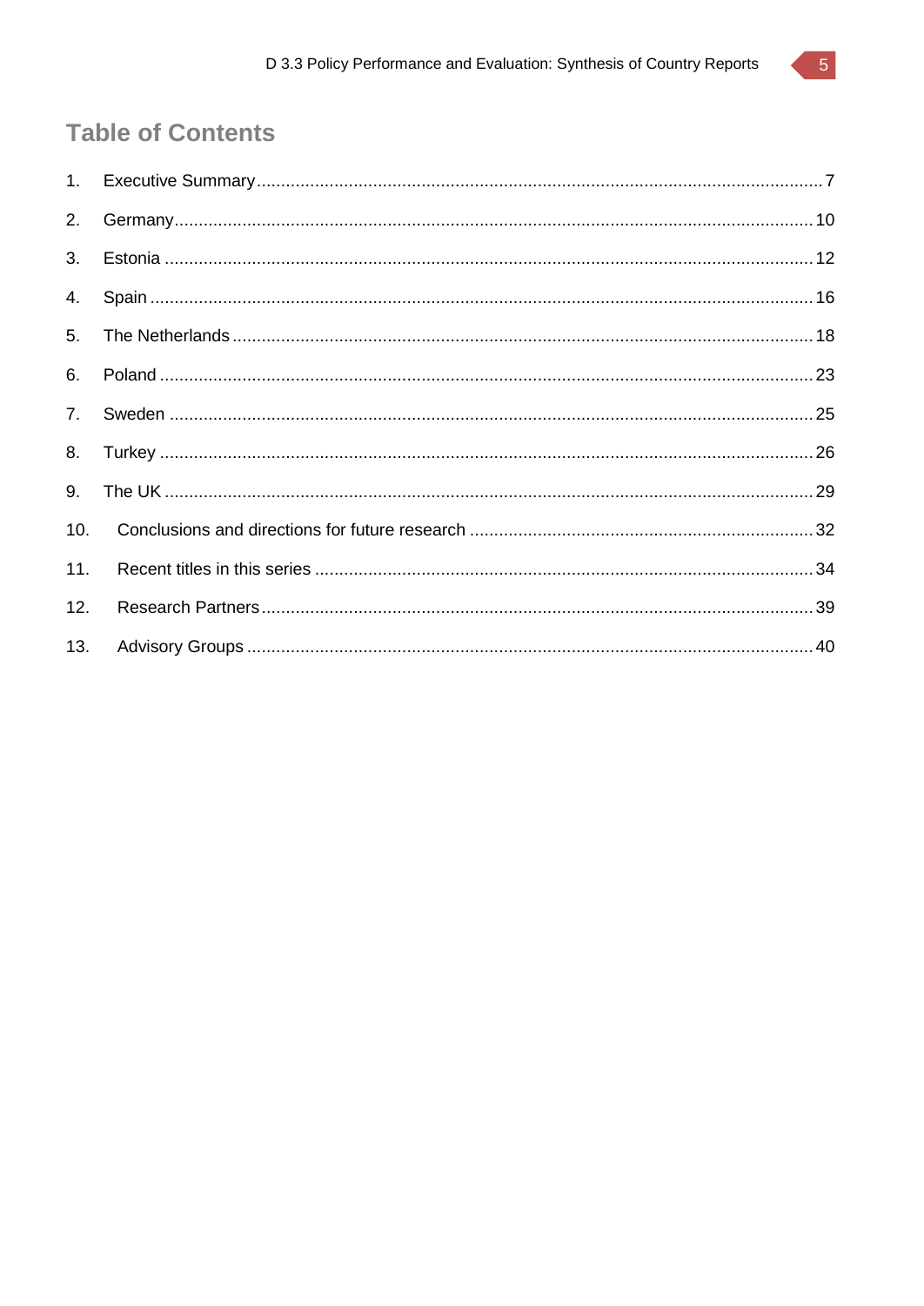# Table of Contents

1. Executive Summary ... 7
2. Germany ... 10
3. Estonia ... 12
4. Spain ... 16
5. The Netherlands ... 18
6. Poland ... 23
7. Sweden ... 25
8. Turkey ... 26
9. The UK ... 29
10. Conclusions and directions for future research ... 32
11. Recent titles in this series ... 34
12. Research Partners ... 39
13. Advisory Groups ... 40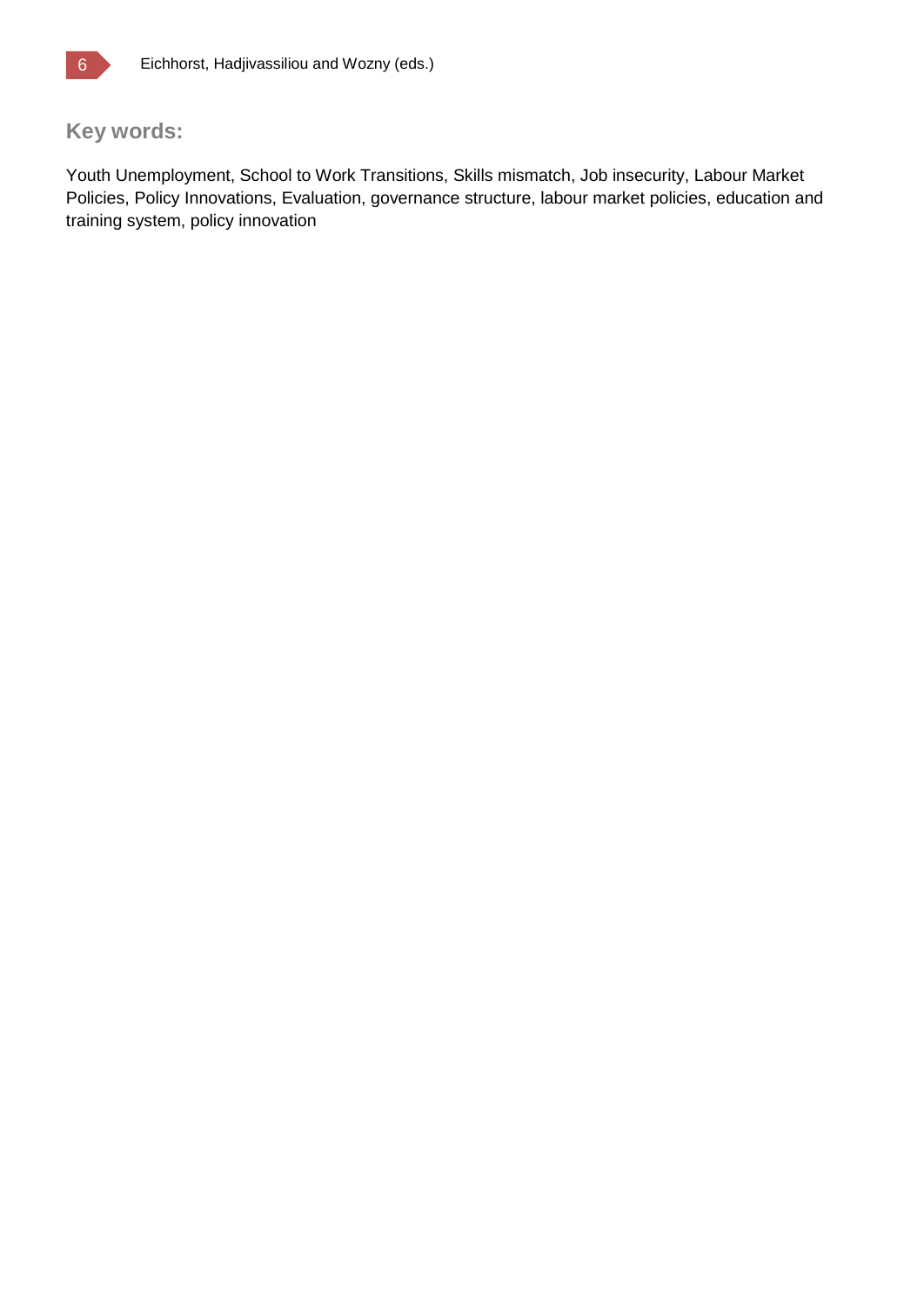## Key words:

Youth Unemployment, School to Work Transitions, Skills mismatch, Job insecurity, Labour Market Policies, Policy Innovations, Evaluation, governance structure, labour market policies, education and training system, policy innovation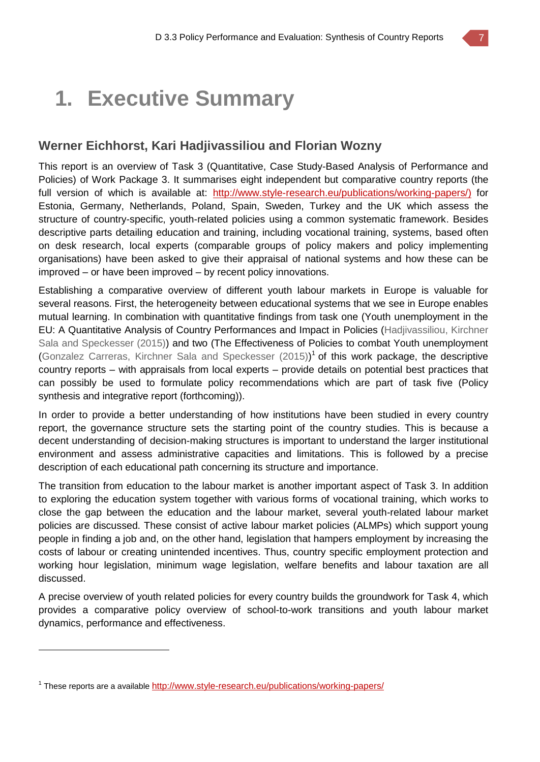# 1. Executive Summary

## Werner Eichhorst, Kari Hadjivassiliou and Florian Wozny

This report is an overview of Task 3 (Quantitative, Case Study-Based Analysis of Performance and Policies) of Work Package 3. It summarises eight independent but comparative country reports (the full version of which is available at: http://www.style-research.eu/publications/working-papers/) for Estonia, Germany, Netherlands, Poland, Spain, Sweden, Turkey and the UK which assess the structure of country-specific, youth-related policies using a common systematic framework. Besides descriptive parts detailing education and training, including vocational training, systems, based often on desk research, local experts (comparable groups of policy makers and policy implementing organisations) have been asked to give their appraisal of national systems and how these can be improved – or have been improved – by recent policy innovations.

Establishing a comparative overview of different youth labour markets in Europe is valuable for several reasons. First, the heterogeneity between educational systems that we see in Europe enables mutual learning. In combination with quantitative findings from task one (Youth unemployment in the EU: A Quantitative Analysis of Country Performances and Impact in Policies (Hadjivassiliou, Kirchner Sala and Speckesser (2015)) and two (The Effectiveness of Policies to combat Youth unemployment (Gonzalez Carreras, Kirchner Sala and Speckesser (2015))[1] of this work package, the descriptive country reports – with appraisals from local experts – provide details on potential best practices that can possibly be used to formulate policy recommendations which are part of task five (Policy synthesis and integrative report (forthcoming)).

In order to provide a better understanding of how institutions have been studied in every country report, the governance structure sets the starting point of the country studies. This is because a decent understanding of decision-making structures is important to understand the larger institutional environment and assess administrative capacities and limitations. This is followed by a precise description of each educational path concerning its structure and importance.

The transition from education to the labour market is another important aspect of Task 3. In addition to exploring the education system together with various forms of vocational training, which works to close the gap between the education and the labour market, several youth-related labour market policies are discussed. These consist of active labour market policies (ALMPs) which support young people in finding a job and, on the other hand, legislation that hampers employment by increasing the costs of labour or creating unintended incentives. Thus, country specific employment protection and working hour legislation, minimum wage legislation, welfare benefits and labour taxation are all discussed.

A precise overview of youth related policies for every country builds the groundwork for Task 4, which provides a comparative policy overview of school-to-work transitions and youth labour market dynamics, performance and effectiveness.

---

[1] These reports are a available http://www.style-research.eu/publications/working-papers/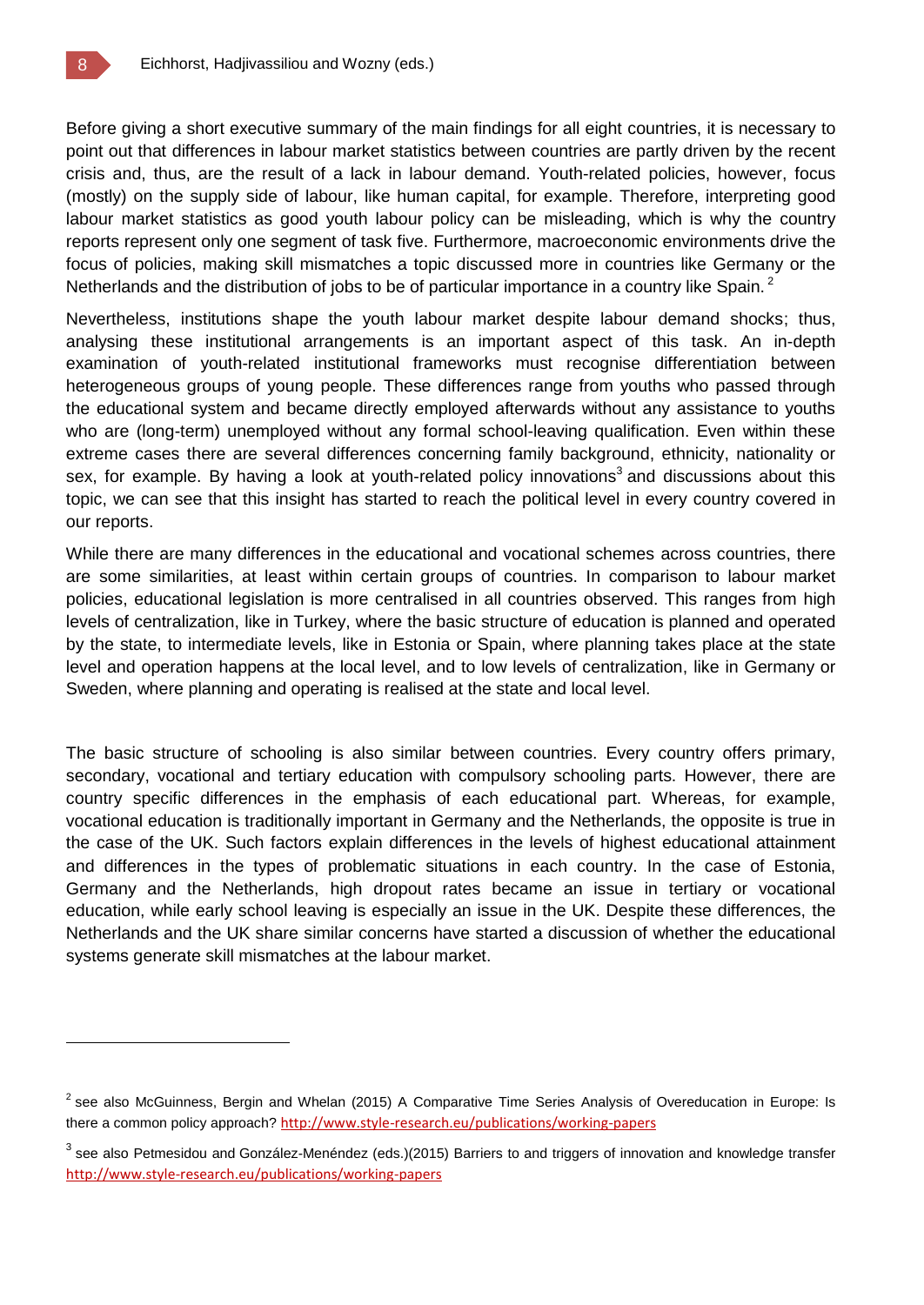Before giving a short executive summary of the main findings for all eight countries, it is necessary to point out that differences in labour market statistics between countries are partly driven by the recent crisis and, thus, are the result of a lack in labour demand. Youth-related policies, however, focus (mostly) on the supply side of labour, like human capital, for example. Therefore, interpreting good labour market statistics as good youth labour policy can be misleading, which is why the country reports represent only one segment of task five. Furthermore, macroeconomic environments drive the focus of policies, making skill mismatches a topic discussed more in countries like Germany or the Netherlands and the distribution of jobs to be of particular importance in a country like Spain. [2]

Nevertheless, institutions shape the youth labour market despite labour demand shocks; thus, analysing these institutional arrangements is an important aspect of this task. An in-depth examination of youth-related institutional frameworks must recognise differentiation between heterogeneous groups of young people. These differences range from youths who passed through the educational system and became directly employed afterwards without any assistance to youths who are (long-term) unemployed without any formal school-leaving qualification. Even within these extreme cases there are several differences concerning family background, ethnicity, nationality or sex, for example. By having a look at youth-related policy innovations[3] and discussions about this topic, we can see that this insight has started to reach the political level in every country covered in our reports.

While there are many differences in the educational and vocational schemes across countries, there are some similarities, at least within certain groups of countries. In comparison to labour market policies, educational legislation is more centralised in all countries observed. This ranges from high levels of centralization, like in Turkey, where the basic structure of education is planned and operated by the state, to intermediate levels, like in Estonia or Spain, where planning takes place at the state level and operation happens at the local level, and to low levels of centralization, like in Germany or Sweden, where planning and operating is realised at the state and local level.

The basic structure of schooling is also similar between countries. Every country offers primary, secondary, vocational and tertiary education with compulsory schooling parts. However, there are country specific differences in the emphasis of each educational part. Whereas, for example, vocational education is traditionally important in Germany and the Netherlands, the opposite is true in the case of the UK. Such factors explain differences in the levels of highest educational attainment and differences in the types of problematic situations in each country. In the case of Estonia, Germany and the Netherlands, high dropout rates became an issue in tertiary or vocational education, while early school leaving is especially an issue in the UK. Despite these differences, the Netherlands and the UK share similar concerns have started a discussion of whether the educational systems generate skill mismatches at the labour market.

---

[2] see also McGuinness, Bergin and Whelan (2015) A Comparative Time Series Analysis of Overeducation in Europe: Is there a common policy approach? http://www.style-research.eu/publications/working-papers

[3] see also Petmesidou and González-Menéndez (eds.)(2015) Barriers to and triggers of innovation and knowledge transfer http://www.style-research.eu/publications/working-papers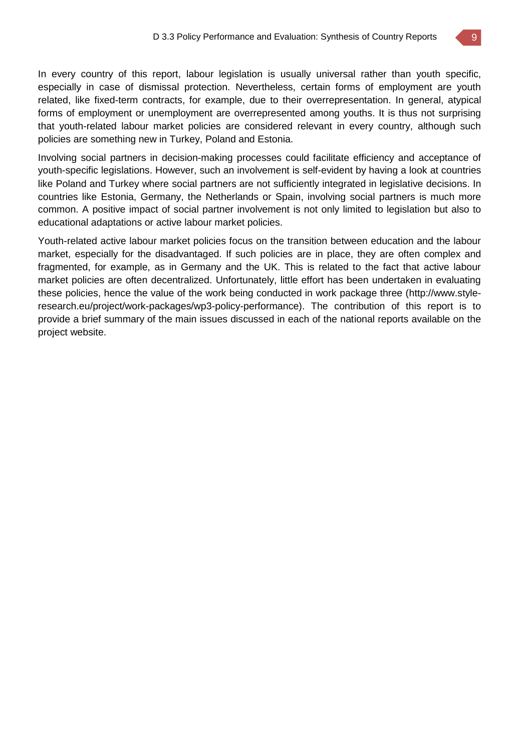In every country of this report, labour legislation is usually universal rather than youth specific, especially in case of dismissal protection. Nevertheless, certain forms of employment are youth related, like fixed-term contracts, for example, due to their overrepresentation. In general, atypical forms of employment or unemployment are overrepresented among youths. It is thus not surprising that youth-related labour market policies are considered relevant in every country, although such policies are something new in Turkey, Poland and Estonia.

Involving social partners in decision-making processes could facilitate efficiency and acceptance of youth-specific legislations. However, such an involvement is self-evident by having a look at countries like Poland and Turkey where social partners are not sufficiently integrated in legislative decisions. In countries like Estonia, Germany, the Netherlands or Spain, involving social partners is much more common. A positive impact of social partner involvement is not only limited to legislation but also to educational adaptations or active labour market policies.

Youth-related active labour market policies focus on the transition between education and the labour market, especially for the disadvantaged. If such policies are in place, they are often complex and fragmented, for example, as in Germany and the UK. This is related to the fact that active labour market policies are often decentralized. Unfortunately, little effort has been undertaken in evaluating these policies, hence the value of the work being conducted in work package three (http://www.style-research.eu/project/work-packages/wp3-policy-performance). The contribution of this report is to provide a brief summary of the main issues discussed in each of the national reports available on the project website.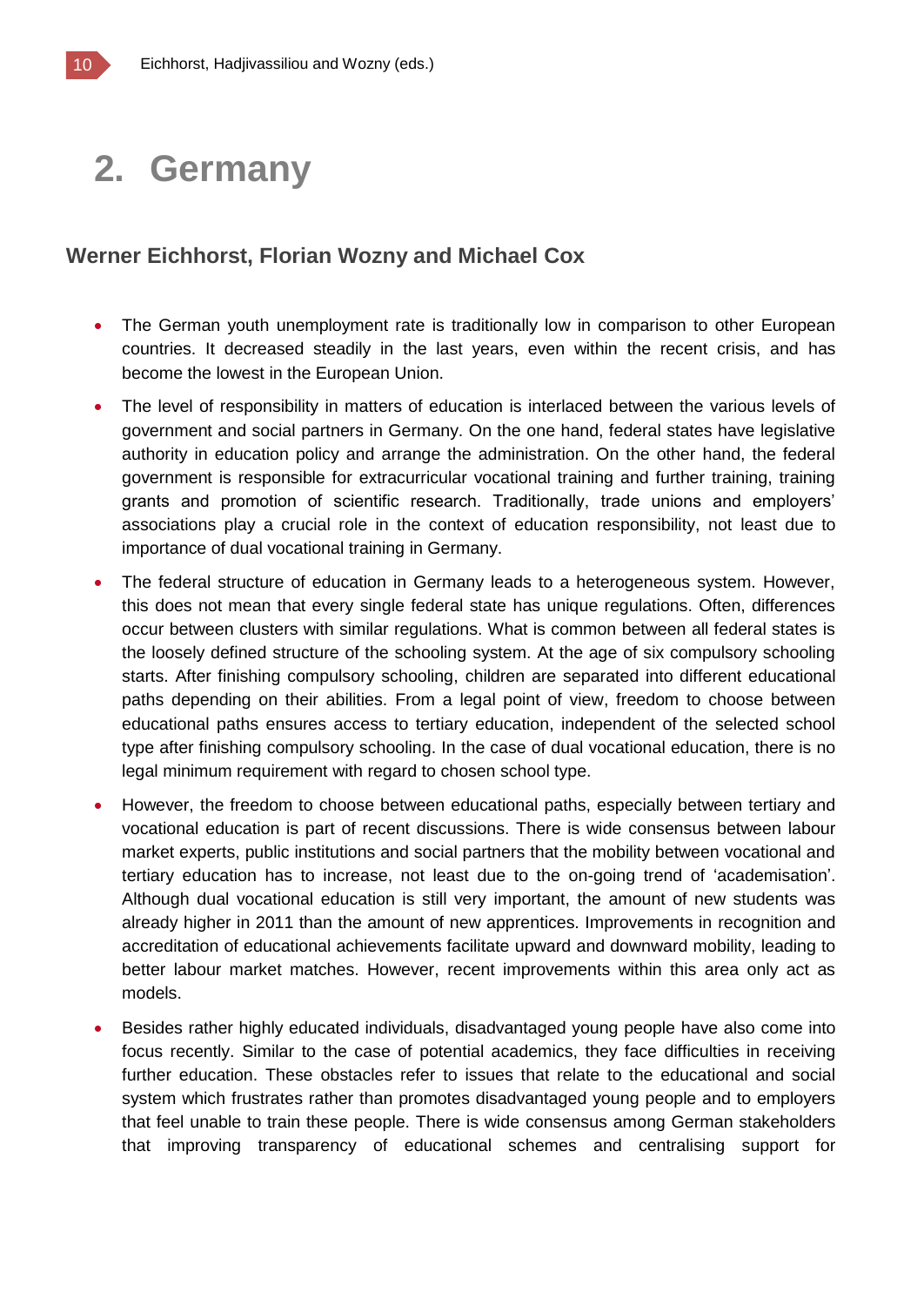# 2. Germany

### Werner Eichhorst, Florian Wozny and Michael Cox

- The German youth unemployment rate is traditionally low in comparison to other European countries. It decreased steadily in the last years, even within the recent crisis, and has become the lowest in the European Union.
- The level of responsibility in matters of education is interlaced between the various levels of government and social partners in Germany. On the one hand, federal states have legislative authority in education policy and arrange the administration. On the other hand, the federal government is responsible for extracurricular vocational training and further training, training grants and promotion of scientific research. Traditionally, trade unions and employers' associations play a crucial role in the context of education responsibility, not least due to importance of dual vocational training in Germany.
- The federal structure of education in Germany leads to a heterogeneous system. However, this does not mean that every single federal state has unique regulations. Often, differences occur between clusters with similar regulations. What is common between all federal states is the loosely defined structure of the schooling system. At the age of six compulsory schooling starts. After finishing compulsory schooling, children are separated into different educational paths depending on their abilities. From a legal point of view, freedom to choose between educational paths ensures access to tertiary education, independent of the selected school type after finishing compulsory schooling. In the case of dual vocational education, there is no legal minimum requirement with regard to chosen school type.
- However, the freedom to choose between educational paths, especially between tertiary and vocational education is part of recent discussions. There is wide consensus between labour market experts, public institutions and social partners that the mobility between vocational and tertiary education has to increase, not least due to the on-going trend of 'academisation'. Although dual vocational education is still very important, the amount of new students was already higher in 2011 than the amount of new apprentices. Improvements in recognition and accreditation of educational achievements facilitate upward and downward mobility, leading to better labour market matches. However, recent improvements within this area only act as models.
- Besides rather highly educated individuals, disadvantaged young people have also come into focus recently. Similar to the case of potential academics, they face difficulties in receiving further education. These obstacles refer to issues that relate to the educational and social system which frustrates rather than promotes disadvantaged young people and to employers that feel unable to train these people. There is wide consensus among German stakeholders that improving transparency of educational schemes and centralising support for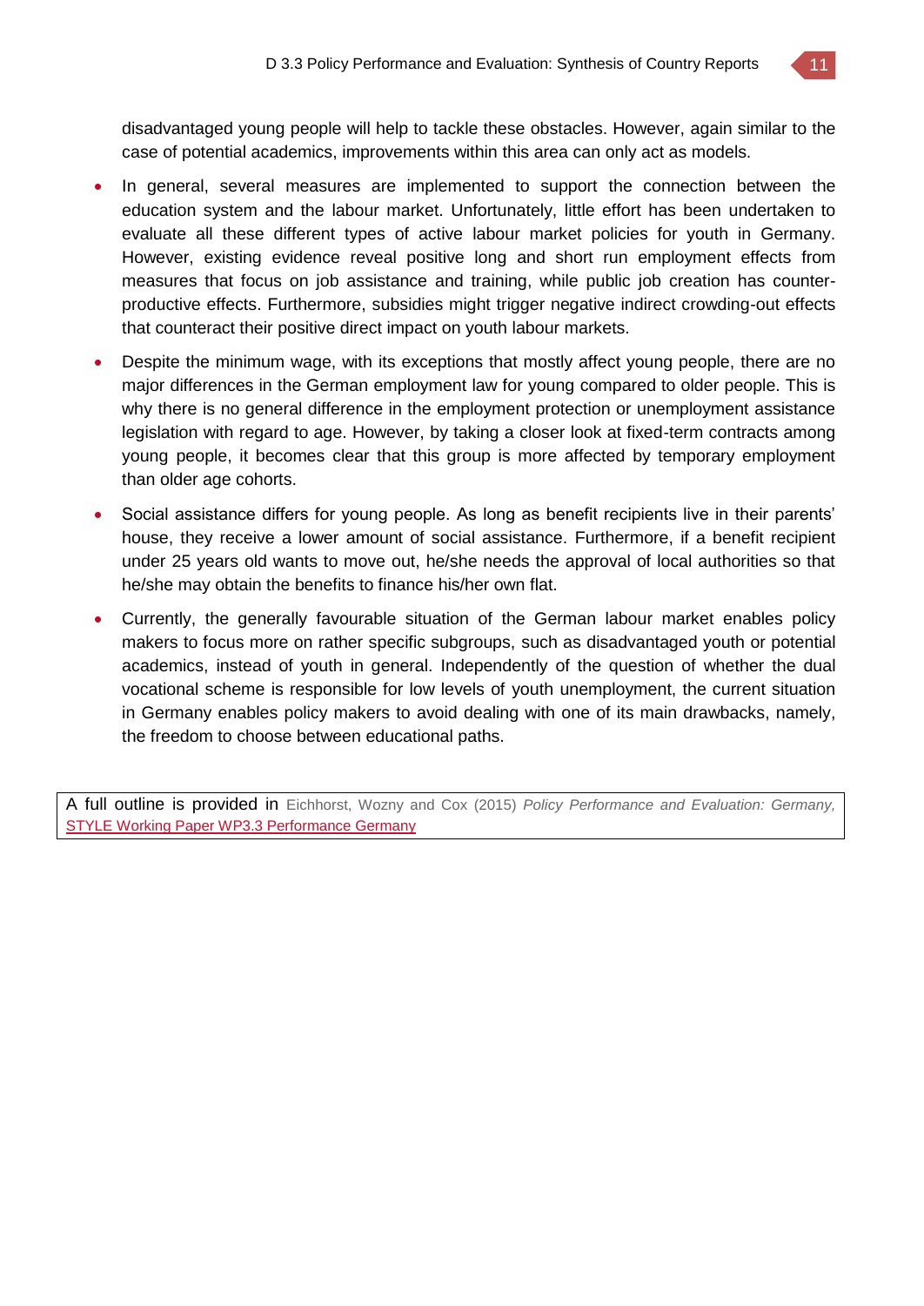disadvantaged young people will help to tackle these obstacles. However, again similar to the case of potential academics, improvements within this area can only act as models.

- In general, several measures are implemented to support the connection between the education system and the labour market. Unfortunately, little effort has been undertaken to evaluate all these different types of active labour market policies for youth in Germany. However, existing evidence reveal positive long and short run employment effects from measures that focus on job assistance and training, while public job creation has counter-productive effects. Furthermore, subsidies might trigger negative indirect crowding-out effects that counteract their positive direct impact on youth labour markets.
- Despite the minimum wage, with its exceptions that mostly affect young people, there are no major differences in the German employment law for young compared to older people. This is why there is no general difference in the employment protection or unemployment assistance legislation with regard to age. However, by taking a closer look at fixed-term contracts among young people, it becomes clear that this group is more affected by temporary employment than older age cohorts.
- Social assistance differs for young people. As long as benefit recipients live in their parents' house, they receive a lower amount of social assistance. Furthermore, if a benefit recipient under 25 years old wants to move out, he/she needs the approval of local authorities so that he/she may obtain the benefits to finance his/her own flat.
- Currently, the generally favourable situation of the German labour market enables policy makers to focus more on rather specific subgroups, such as disadvantaged youth or potential academics, instead of youth in general. Independently of the question of whether the dual vocational scheme is responsible for low levels of youth unemployment, the current situation in Germany enables policy makers to avoid dealing with one of its main drawbacks, namely, the freedom to choose between educational paths.

A full outline is provided in Eichhorst, Wozny and Cox (2015) *Policy Performance and Evaluation: Germany,* STYLE Working Paper WP3.3 Performance Germany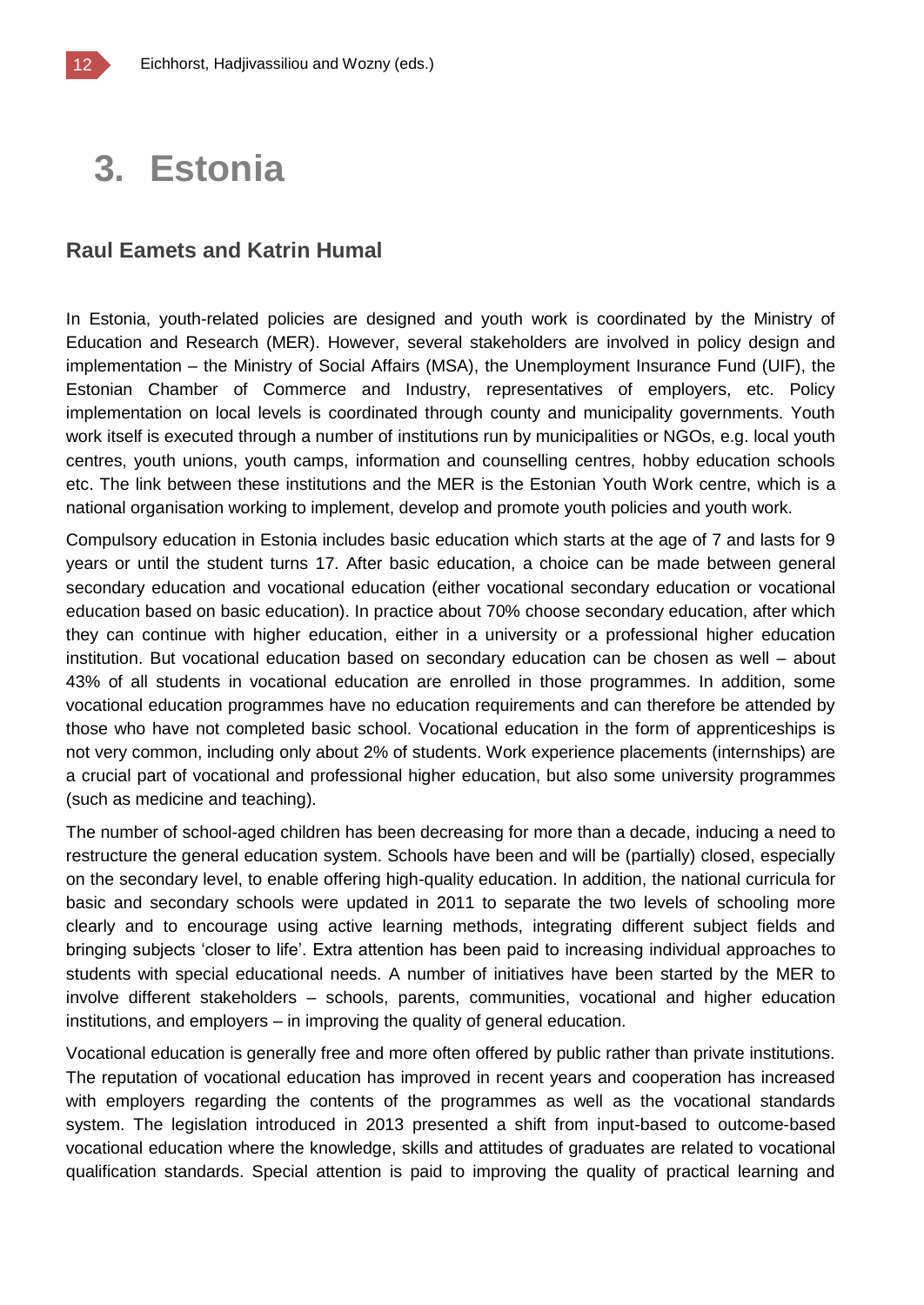# 3. Estonia

## Raul Eamets and Katrin Humal

In Estonia, youth-related policies are designed and youth work is coordinated by the Ministry of Education and Research (MER). However, several stakeholders are involved in policy design and implementation – the Ministry of Social Affairs (MSA), the Unemployment Insurance Fund (UIF), the Estonian Chamber of Commerce and Industry, representatives of employers, etc. Policy implementation on local levels is coordinated through county and municipality governments. Youth work itself is executed through a number of institutions run by municipalities or NGOs, e.g. local youth centres, youth unions, youth camps, information and counselling centres, hobby education schools etc. The link between these institutions and the MER is the Estonian Youth Work centre, which is a national organisation working to implement, develop and promote youth policies and youth work.

Compulsory education in Estonia includes basic education which starts at the age of 7 and lasts for 9 years or until the student turns 17. After basic education, a choice can be made between general secondary education and vocational education (either vocational secondary education or vocational education based on basic education). In practice about 70% choose secondary education, after which they can continue with higher education, either in a university or a professional higher education institution. But vocational education based on secondary education can be chosen as well – about 43% of all students in vocational education are enrolled in those programmes. In addition, some vocational education programmes have no education requirements and can therefore be attended by those who have not completed basic school. Vocational education in the form of apprenticeships is not very common, including only about 2% of students. Work experience placements (internships) are a crucial part of vocational and professional higher education, but also some university programmes (such as medicine and teaching).

The number of school-aged children has been decreasing for more than a decade, inducing a need to restructure the general education system. Schools have been and will be (partially) closed, especially on the secondary level, to enable offering high-quality education. In addition, the national curricula for basic and secondary schools were updated in 2011 to separate the two levels of schooling more clearly and to encourage using active learning methods, integrating different subject fields and bringing subjects 'closer to life'. Extra attention has been paid to increasing individual approaches to students with special educational needs. A number of initiatives have been started by the MER to involve different stakeholders – schools, parents, communities, vocational and higher education institutions, and employers – in improving the quality of general education.

Vocational education is generally free and more often offered by public rather than private institutions. The reputation of vocational education has improved in recent years and cooperation has increased with employers regarding the contents of the programmes as well as the vocational standards system. The legislation introduced in 2013 presented a shift from input-based to outcome-based vocational education where the knowledge, skills and attitudes of graduates are related to vocational qualification standards. Special attention is paid to improving the quality of practical learning and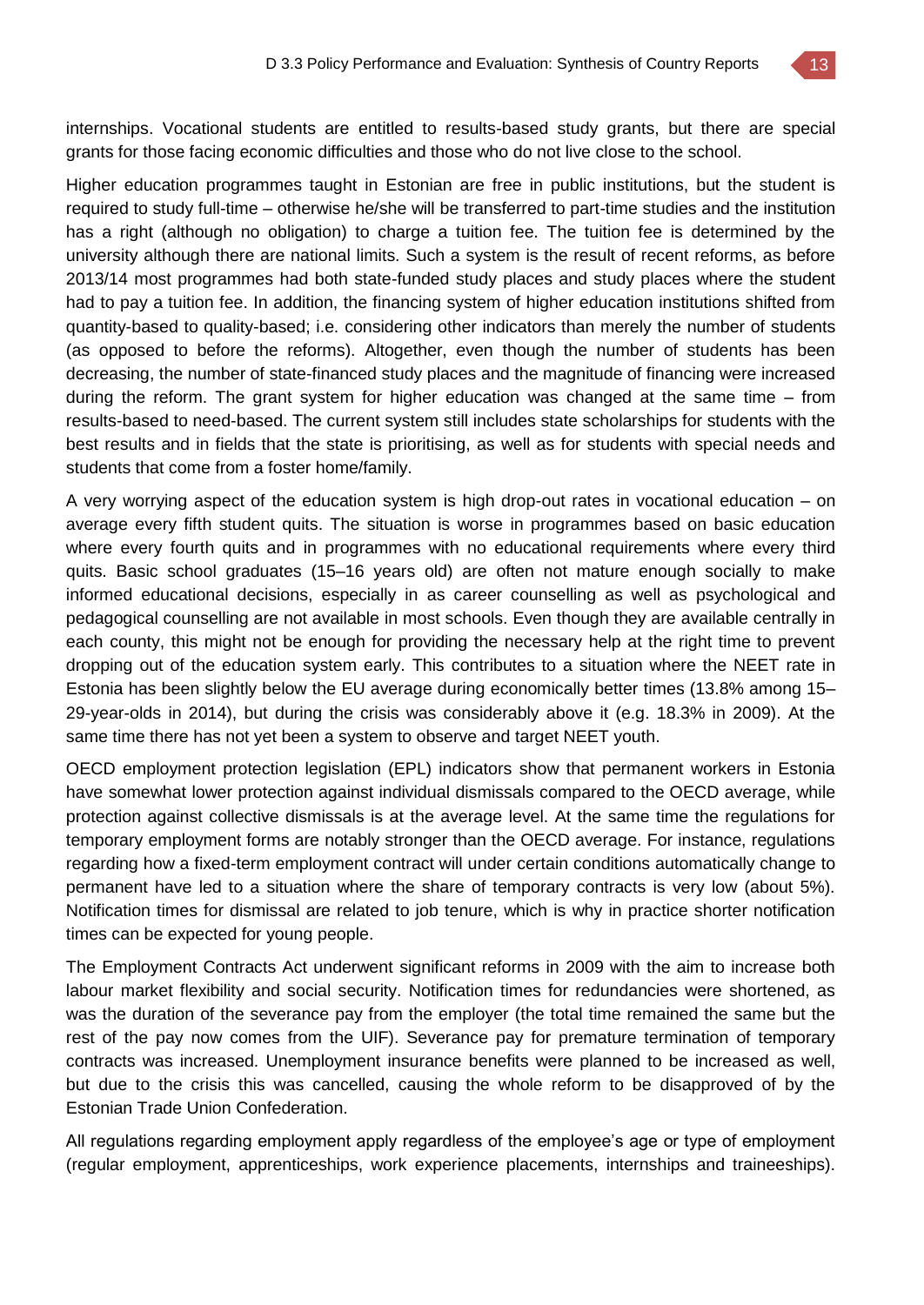internships. Vocational students are entitled to results-based study grants, but there are special grants for those facing economic difficulties and those who do not live close to the school.

Higher education programmes taught in Estonian are free in public institutions, but the student is required to study full-time – otherwise he/she will be transferred to part-time studies and the institution has a right (although no obligation) to charge a tuition fee. The tuition fee is determined by the university although there are national limits. Such a system is the result of recent reforms, as before 2013/14 most programmes had both state-funded study places and study places where the student had to pay a tuition fee. In addition, the financing system of higher education institutions shifted from quantity-based to quality-based; i.e. considering other indicators than merely the number of students (as opposed to before the reforms). Altogether, even though the number of students has been decreasing, the number of state-financed study places and the magnitude of financing were increased during the reform. The grant system for higher education was changed at the same time – from results-based to need-based. The current system still includes state scholarships for students with the best results and in fields that the state is prioritising, as well as for students with special needs and students that come from a foster home/family.

A very worrying aspect of the education system is high drop-out rates in vocational education – on average every fifth student quits. The situation is worse in programmes based on basic education where every fourth quits and in programmes with no educational requirements where every third quits. Basic school graduates (15–16 years old) are often not mature enough socially to make informed educational decisions, especially in as career counselling as well as psychological and pedagogical counselling are not available in most schools. Even though they are available centrally in each county, this might not be enough for providing the necessary help at the right time to prevent dropping out of the education system early. This contributes to a situation where the NEET rate in Estonia has been slightly below the EU average during economically better times (13.8% among 15–29-year-olds in 2014), but during the crisis was considerably above it (e.g. 18.3% in 2009). At the same time there has not yet been a system to observe and target NEET youth.

OECD employment protection legislation (EPL) indicators show that permanent workers in Estonia have somewhat lower protection against individual dismissals compared to the OECD average, while protection against collective dismissals is at the average level. At the same time the regulations for temporary employment forms are notably stronger than the OECD average. For instance, regulations regarding how a fixed-term employment contract will under certain conditions automatically change to permanent have led to a situation where the share of temporary contracts is very low (about 5%). Notification times for dismissal are related to job tenure, which is why in practice shorter notification times can be expected for young people.

The Employment Contracts Act underwent significant reforms in 2009 with the aim to increase both labour market flexibility and social security. Notification times for redundancies were shortened, as was the duration of the severance pay from the employer (the total time remained the same but the rest of the pay now comes from the UIF). Severance pay for premature termination of temporary contracts was increased. Unemployment insurance benefits were planned to be increased as well, but due to the crisis this was cancelled, causing the whole reform to be disapproved of by the Estonian Trade Union Confederation.

All regulations regarding employment apply regardless of the employee's age or type of employment (regular employment, apprenticeships, work experience placements, internships and traineeships).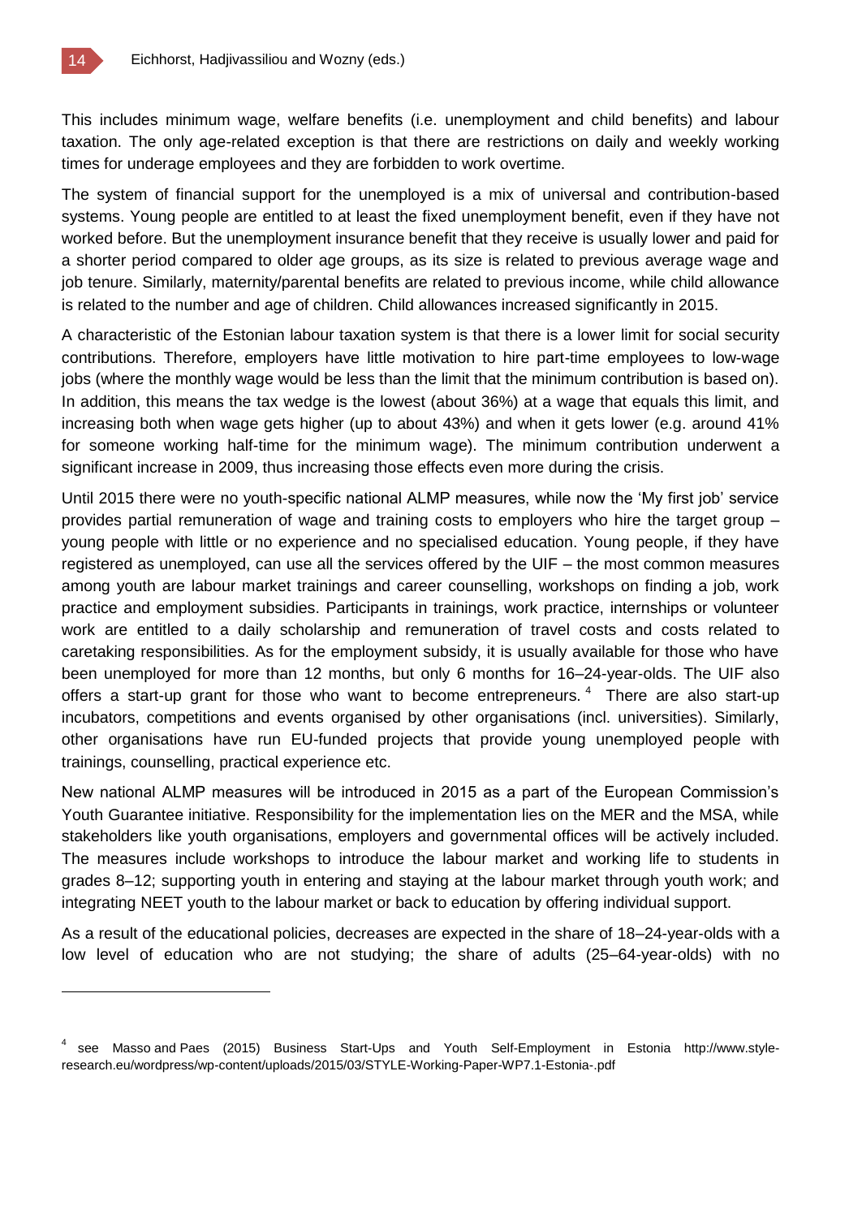This includes minimum wage, welfare benefits (i.e. unemployment and child benefits) and labour taxation. The only age-related exception is that there are restrictions on daily and weekly working times for underage employees and they are forbidden to work overtime.

The system of financial support for the unemployed is a mix of universal and contribution-based systems. Young people are entitled to at least the fixed unemployment benefit, even if they have not worked before. But the unemployment insurance benefit that they receive is usually lower and paid for a shorter period compared to older age groups, as its size is related to previous average wage and job tenure. Similarly, maternity/parental benefits are related to previous income, while child allowance is related to the number and age of children. Child allowances increased significantly in 2015.

A characteristic of the Estonian labour taxation system is that there is a lower limit for social security contributions. Therefore, employers have little motivation to hire part-time employees to low-wage jobs (where the monthly wage would be less than the limit that the minimum contribution is based on). In addition, this means the tax wedge is the lowest (about 36%) at a wage that equals this limit, and increasing both when wage gets higher (up to about 43%) and when it gets lower (e.g. around 41% for someone working half-time for the minimum wage). The minimum contribution underwent a significant increase in 2009, thus increasing those effects even more during the crisis.

Until 2015 there were no youth-specific national ALMP measures, while now the 'My first job' service provides partial remuneration of wage and training costs to employers who hire the target group – young people with little or no experience and no specialised education. Young people, if they have registered as unemployed, can use all the services offered by the UIF – the most common measures among youth are labour market trainings and career counselling, workshops on finding a job, work practice and employment subsidies. Participants in trainings, work practice, internships or volunteer work are entitled to a daily scholarship and remuneration of travel costs and costs related to caretaking responsibilities. As for the employment subsidy, it is usually available for those who have been unemployed for more than 12 months, but only 6 months for 16–24-year-olds. The UIF also offers a start-up grant for those who want to become entrepreneurs.[4] There are also start-up incubators, competitions and events organised by other organisations (incl. universities). Similarly, other organisations have run EU-funded projects that provide young unemployed people with trainings, counselling, practical experience etc.

New national ALMP measures will be introduced in 2015 as a part of the European Commission's Youth Guarantee initiative. Responsibility for the implementation lies on the MER and the MSA, while stakeholders like youth organisations, employers and governmental offices will be actively included. The measures include workshops to introduce the labour market and working life to students in grades 8–12; supporting youth in entering and staying at the labour market through youth work; and integrating NEET youth to the labour market or back to education by offering individual support.

As a result of the educational policies, decreases are expected in the share of 18–24-year-olds with a low level of education who are not studying; the share of adults (25–64-year-olds) with no

---

[4] see Masso and Paes (2015) Business Start-Ups and Youth Self-Employment in Estonia http://www.style-research.eu/wordpress/wp-content/uploads/2015/03/STYLE-Working-Paper-WP7.1-Estonia-.pdf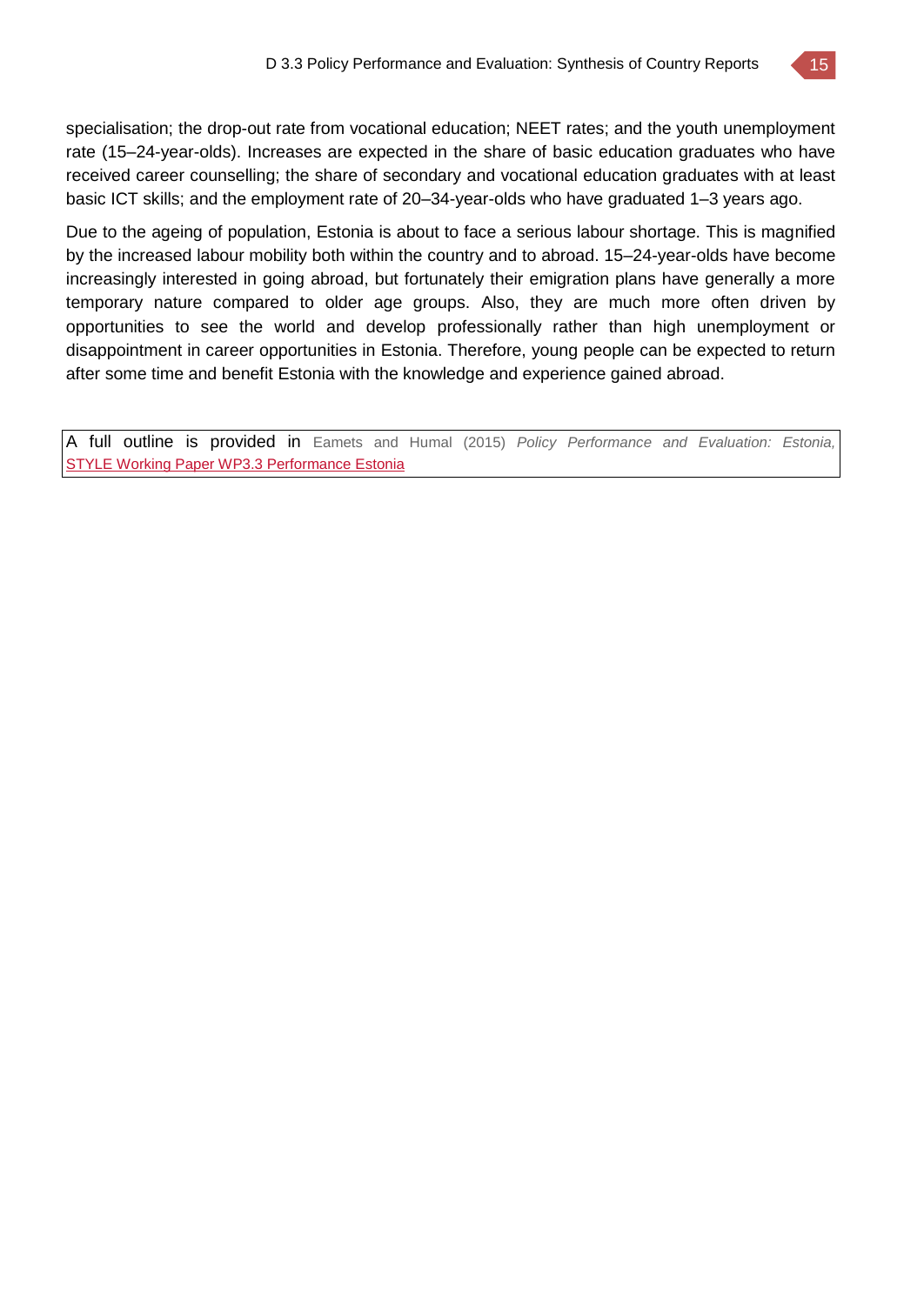specialisation; the drop-out rate from vocational education; NEET rates; and the youth unemployment rate (15–24-year-olds). Increases are expected in the share of basic education graduates who have received career counselling; the share of secondary and vocational education graduates with at least basic ICT skills; and the employment rate of 20–34-year-olds who have graduated 1–3 years ago.

Due to the ageing of population, Estonia is about to face a serious labour shortage. This is magnified by the increased labour mobility both within the country and to abroad. 15–24-year-olds have become increasingly interested in going abroad, but fortunately their emigration plans have generally a more temporary nature compared to older age groups. Also, they are much more often driven by opportunities to see the world and develop professionally rather than high unemployment or disappointment in career opportunities in Estonia. Therefore, young people can be expected to return after some time and benefit Estonia with the knowledge and experience gained abroad.

| A full outline is provided in Eamets and Humal (2015) *Policy Performance and Evaluation: Estonia,* STYLE Working Paper WP3.3 Performance Estonia |
|---|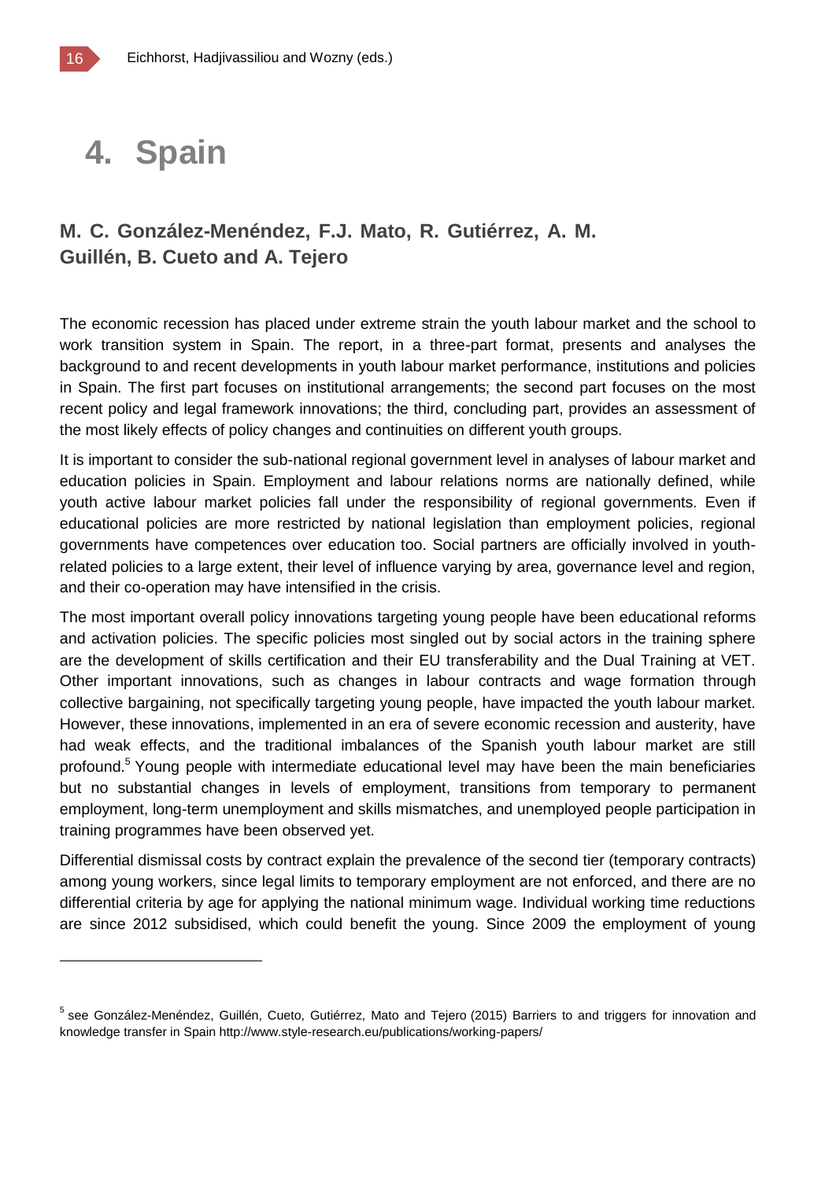# 4. Spain

**M. C. González-Menéndez, F.J. Mato, R. Gutiérrez, A. M. Guillén, B. Cueto and A. Tejero**

The economic recession has placed under extreme strain the youth labour market and the school to work transition system in Spain. The report, in a three-part format, presents and analyses the background to and recent developments in youth labour market performance, institutions and policies in Spain. The first part focuses on institutional arrangements; the second part focuses on the most recent policy and legal framework innovations; the third, concluding part, provides an assessment of the most likely effects of policy changes and continuities on different youth groups.

It is important to consider the sub-national regional government level in analyses of labour market and education policies in Spain. Employment and labour relations norms are nationally defined, while youth active labour market policies fall under the responsibility of regional governments. Even if educational policies are more restricted by national legislation than employment policies, regional governments have competences over education too. Social partners are officially involved in youth-related policies to a large extent, their level of influence varying by area, governance level and region, and their co-operation may have intensified in the crisis.

The most important overall policy innovations targeting young people have been educational reforms and activation policies. The specific policies most singled out by social actors in the training sphere are the development of skills certification and their EU transferability and the Dual Training at VET. Other important innovations, such as changes in labour contracts and wage formation through collective bargaining, not specifically targeting young people, have impacted the youth labour market. However, these innovations, implemented in an era of severe economic recession and austerity, have had weak effects, and the traditional imbalances of the Spanish youth labour market are still profound.[5] Young people with intermediate educational level may have been the main beneficiaries but no substantial changes in levels of employment, transitions from temporary to permanent employment, long-term unemployment and skills mismatches, and unemployed people participation in training programmes have been observed yet.

Differential dismissal costs by contract explain the prevalence of the second tier (temporary contracts) among young workers, since legal limits to temporary employment are not enforced, and there are no differential criteria by age for applying the national minimum wage. Individual working time reductions are since 2012 subsidised, which could benefit the young. Since 2009 the employment of young

---

[5] see González-Menéndez, Guillén, Cueto, Gutiérrez, Mato and Tejero (2015) Barriers to and triggers for innovation and knowledge transfer in Spain http://www.style-research.eu/publications/working-papers/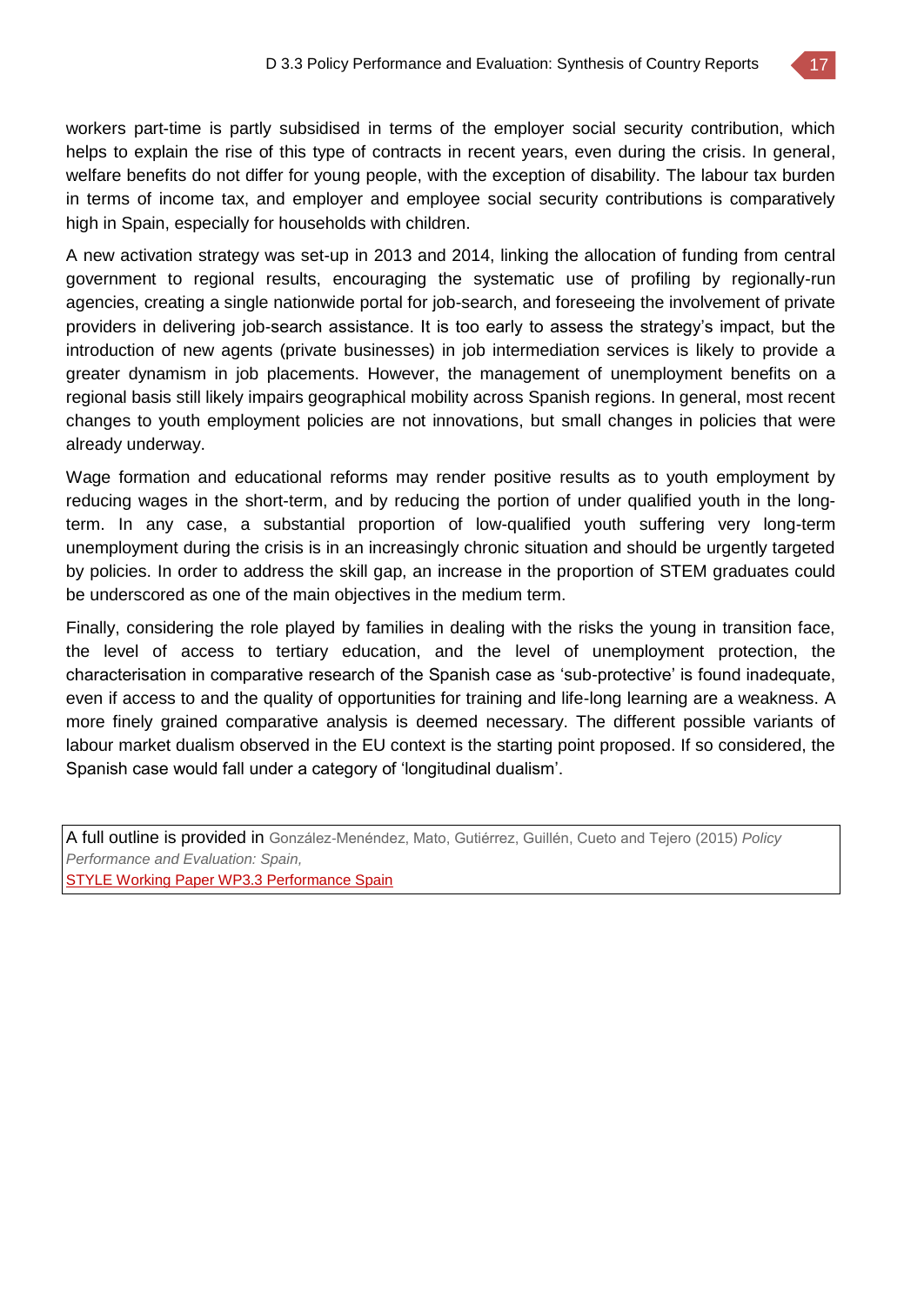workers part-time is partly subsidised in terms of the employer social security contribution, which helps to explain the rise of this type of contracts in recent years, even during the crisis. In general, welfare benefits do not differ for young people, with the exception of disability. The labour tax burden in terms of income tax, and employer and employee social security contributions is comparatively high in Spain, especially for households with children.

A new activation strategy was set-up in 2013 and 2014, linking the allocation of funding from central government to regional results, encouraging the systematic use of profiling by regionally-run agencies, creating a single nationwide portal for job-search, and foreseeing the involvement of private providers in delivering job-search assistance. It is too early to assess the strategy's impact, but the introduction of new agents (private businesses) in job intermediation services is likely to provide a greater dynamism in job placements. However, the management of unemployment benefits on a regional basis still likely impairs geographical mobility across Spanish regions. In general, most recent changes to youth employment policies are not innovations, but small changes in policies that were already underway.

Wage formation and educational reforms may render positive results as to youth employment by reducing wages in the short-term, and by reducing the portion of under qualified youth in the long-term. In any case, a substantial proportion of low-qualified youth suffering very long-term unemployment during the crisis is in an increasingly chronic situation and should be urgently targeted by policies. In order to address the skill gap, an increase in the proportion of STEM graduates could be underscored as one of the main objectives in the medium term.

Finally, considering the role played by families in dealing with the risks the young in transition face, the level of access to tertiary education, and the level of unemployment protection, the characterisation in comparative research of the Spanish case as 'sub-protective' is found inadequate, even if access to and the quality of opportunities for training and life-long learning are a weakness. A more finely grained comparative analysis is deemed necessary. The different possible variants of labour market dualism observed in the EU context is the starting point proposed. If so considered, the Spanish case would fall under a category of 'longitudinal dualism'.

A full outline is provided in González-Menéndez, Mato, Gutiérrez, Guillén, Cueto and Tejero (2015) *Policy Performance and Evaluation: Spain,*
STYLE Working Paper WP3.3 Performance Spain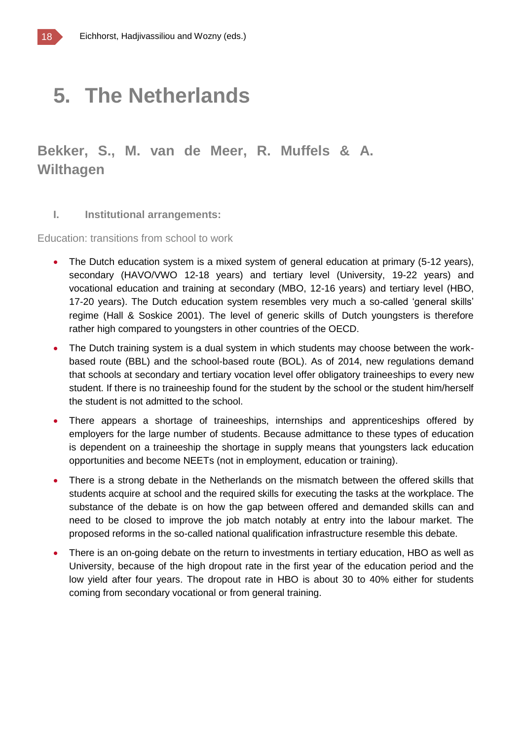# 5. The Netherlands

## Bekker, S., M. van de Meer, R. Muffels & A. Wilthagen

### I. Institutional arrangements:

Education: transitions from school to work

- The Dutch education system is a mixed system of general education at primary (5-12 years), secondary (HAVO/VWO 12-18 years) and tertiary level (University, 19-22 years) and vocational education and training at secondary (MBO, 12-16 years) and tertiary level (HBO, 17-20 years). The Dutch education system resembles very much a so-called 'general skills' regime (Hall & Soskice 2001). The level of generic skills of Dutch youngsters is therefore rather high compared to youngsters in other countries of the OECD.
- The Dutch training system is a dual system in which students may choose between the work-based route (BBL) and the school-based route (BOL). As of 2014, new regulations demand that schools at secondary and tertiary vocation level offer obligatory traineeships to every new student. If there is no traineeship found for the student by the school or the student him/herself the student is not admitted to the school.
- There appears a shortage of traineeships, internships and apprenticeships offered by employers for the large number of students. Because admittance to these types of education is dependent on a traineeship the shortage in supply means that youngsters lack education opportunities and become NEETs (not in employment, education or training).
- There is a strong debate in the Netherlands on the mismatch between the offered skills that students acquire at school and the required skills for executing the tasks at the workplace. The substance of the debate is on how the gap between offered and demanded skills can and need to be closed to improve the job match notably at entry into the labour market. The proposed reforms in the so-called national qualification infrastructure resemble this debate.
- There is an on-going debate on the return to investments in tertiary education, HBO as well as University, because of the high dropout rate in the first year of the education period and the low yield after four years. The dropout rate in HBO is about 30 to 40% either for students coming from secondary vocational or from general training.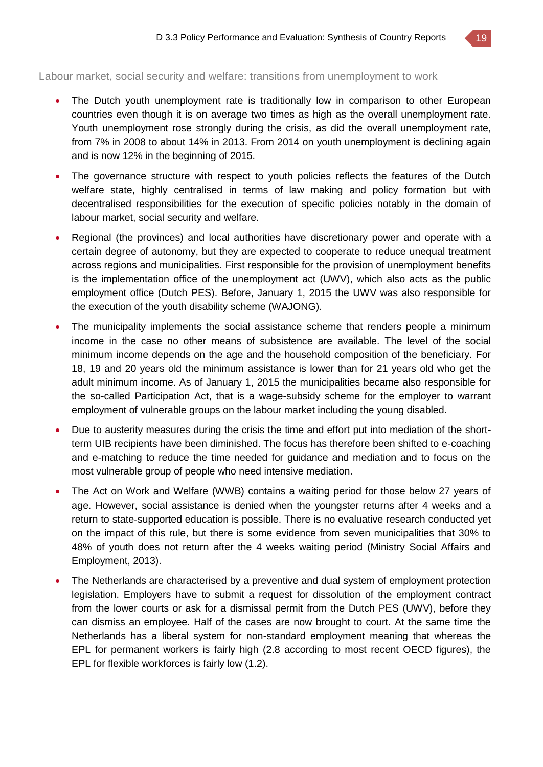Labour market, social security and welfare: transitions from unemployment to work

- The Dutch youth unemployment rate is traditionally low in comparison to other European countries even though it is on average two times as high as the overall unemployment rate. Youth unemployment rose strongly during the crisis, as did the overall unemployment rate, from 7% in 2008 to about 14% in 2013. From 2014 on youth unemployment is declining again and is now 12% in the beginning of 2015.
- The governance structure with respect to youth policies reflects the features of the Dutch welfare state, highly centralised in terms of law making and policy formation but with decentralised responsibilities for the execution of specific policies notably in the domain of labour market, social security and welfare.
- Regional (the provinces) and local authorities have discretionary power and operate with a certain degree of autonomy, but they are expected to cooperate to reduce unequal treatment across regions and municipalities. First responsible for the provision of unemployment benefits is the implementation office of the unemployment act (UWV), which also acts as the public employment office (Dutch PES). Before, January 1, 2015 the UWV was also responsible for the execution of the youth disability scheme (WAJONG).
- The municipality implements the social assistance scheme that renders people a minimum income in the case no other means of subsistence are available. The level of the social minimum income depends on the age and the household composition of the beneficiary. For 18, 19 and 20 years old the minimum assistance is lower than for 21 years old who get the adult minimum income. As of January 1, 2015 the municipalities became also responsible for the so-called Participation Act, that is a wage-subsidy scheme for the employer to warrant employment of vulnerable groups on the labour market including the young disabled.
- Due to austerity measures during the crisis the time and effort put into mediation of the short-term UIB recipients have been diminished. The focus has therefore been shifted to e-coaching and e-matching to reduce the time needed for guidance and mediation and to focus on the most vulnerable group of people who need intensive mediation.
- The Act on Work and Welfare (WWB) contains a waiting period for those below 27 years of age. However, social assistance is denied when the youngster returns after 4 weeks and a return to state-supported education is possible. There is no evaluative research conducted yet on the impact of this rule, but there is some evidence from seven municipalities that 30% to 48% of youth does not return after the 4 weeks waiting period (Ministry Social Affairs and Employment, 2013).
- The Netherlands are characterised by a preventive and dual system of employment protection legislation. Employers have to submit a request for dissolution of the employment contract from the lower courts or ask for a dismissal permit from the Dutch PES (UWV), before they can dismiss an employee. Half of the cases are now brought to court. At the same time the Netherlands has a liberal system for non-standard employment meaning that whereas the EPL for permanent workers is fairly high (2.8 according to most recent OECD figures), the EPL for flexible workforces is fairly low (1.2).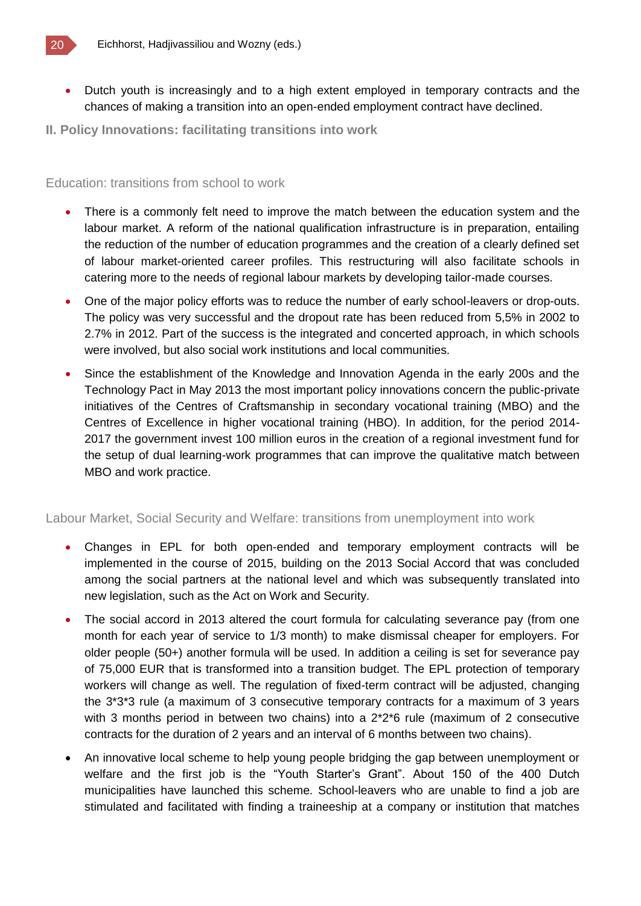- Dutch youth is increasingly and to a high extent employed in temporary contracts and the chances of making a transition into an open-ended employment contract have declined.

## II. Policy Innovations: facilitating transitions into work

### Education: transitions from school to work

- There is a commonly felt need to improve the match between the education system and the labour market. A reform of the national qualification infrastructure is in preparation, entailing the reduction of the number of education programmes and the creation of a clearly defined set of labour market-oriented career profiles. This restructuring will also facilitate schools in catering more to the needs of regional labour markets by developing tailor-made courses.
- One of the major policy efforts was to reduce the number of early school-leavers or drop-outs. The policy was very successful and the dropout rate has been reduced from 5,5% in 2002 to 2.7% in 2012. Part of the success is the integrated and concerted approach, in which schools were involved, but also social work institutions and local communities.
- Since the establishment of the Knowledge and Innovation Agenda in the early 200s and the Technology Pact in May 2013 the most important policy innovations concern the public-private initiatives of the Centres of Craftsmanship in secondary vocational training (MBO) and the Centres of Excellence in higher vocational training (HBO). In addition, for the period 2014-2017 the government invest 100 million euros in the creation of a regional investment fund for the setup of dual learning-work programmes that can improve the qualitative match between MBO and work practice.

### Labour Market, Social Security and Welfare: transitions from unemployment into work

- Changes in EPL for both open-ended and temporary employment contracts will be implemented in the course of 2015, building on the 2013 Social Accord that was concluded among the social partners at the national level and which was subsequently translated into new legislation, such as the Act on Work and Security.
- The social accord in 2013 altered the court formula for calculating severance pay (from one month for each year of service to 1/3 month) to make dismissal cheaper for employers. For older people (50+) another formula will be used. In addition a ceiling is set for severance pay of 75,000 EUR that is transformed into a transition budget. The EPL protection of temporary workers will change as well. The regulation of fixed-term contract will be adjusted, changing the 3*3*3 rule (a maximum of 3 consecutive temporary contracts for a maximum of 3 years with 3 months period in between two chains) into a 2*2*6 rule (maximum of 2 consecutive contracts for the duration of 2 years and an interval of 6 months between two chains).
- An innovative local scheme to help young people bridging the gap between unemployment or welfare and the first job is the "Youth Starter's Grant". About 150 of the 400 Dutch municipalities have launched this scheme. School-leavers who are unable to find a job are stimulated and facilitated with finding a traineeship at a company or institution that matches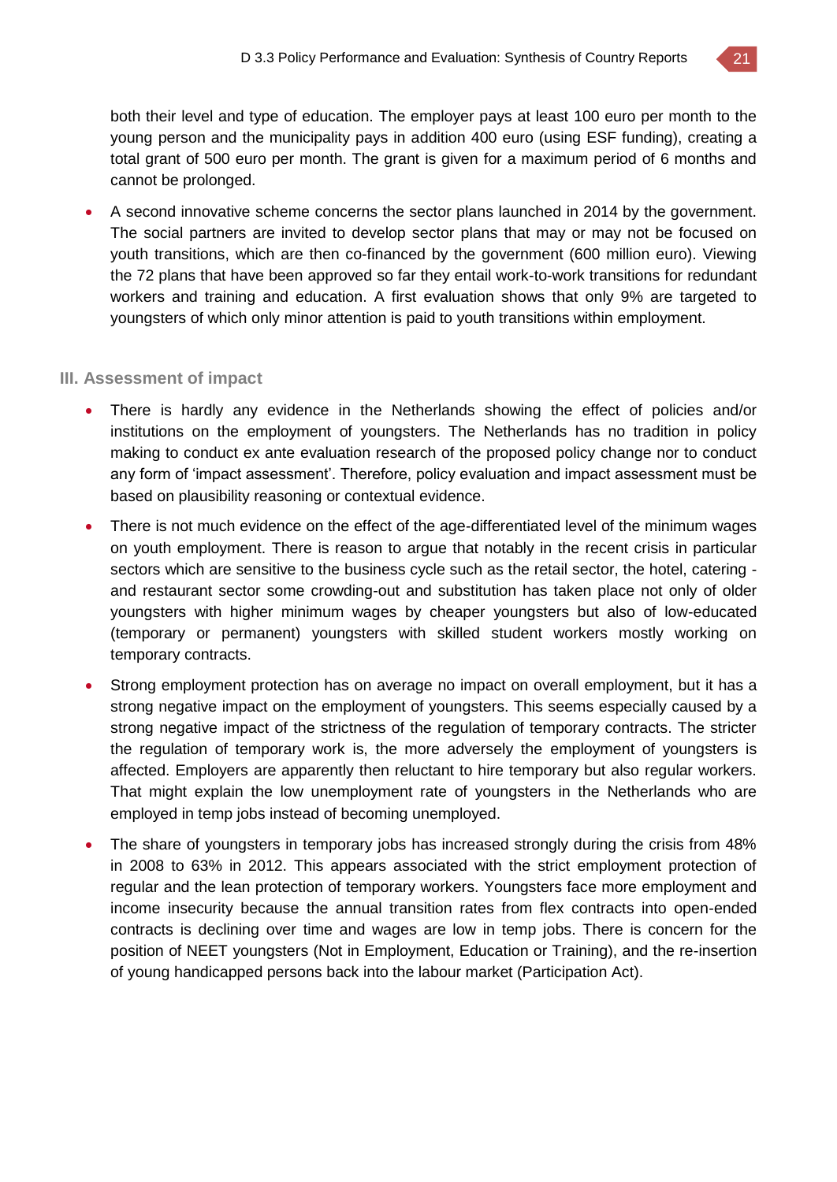both their level and type of education. The employer pays at least 100 euro per month to the young person and the municipality pays in addition 400 euro (using ESF funding), creating a total grant of 500 euro per month. The grant is given for a maximum period of 6 months and cannot be prolonged.

- A second innovative scheme concerns the sector plans launched in 2014 by the government. The social partners are invited to develop sector plans that may or may not be focused on youth transitions, which are then co-financed by the government (600 million euro). Viewing the 72 plans that have been approved so far they entail work-to-work transitions for redundant workers and training and education. A first evaluation shows that only 9% are targeted to youngsters of which only minor attention is paid to youth transitions within employment.

### III. Assessment of impact

- There is hardly any evidence in the Netherlands showing the effect of policies and/or institutions on the employment of youngsters. The Netherlands has no tradition in policy making to conduct ex ante evaluation research of the proposed policy change nor to conduct any form of 'impact assessment'. Therefore, policy evaluation and impact assessment must be based on plausibility reasoning or contextual evidence.
- There is not much evidence on the effect of the age-differentiated level of the minimum wages on youth employment. There is reason to argue that notably in the recent crisis in particular sectors which are sensitive to the business cycle such as the retail sector, the hotel, catering - and restaurant sector some crowding-out and substitution has taken place not only of older youngsters with higher minimum wages by cheaper youngsters but also of low-educated (temporary or permanent) youngsters with skilled student workers mostly working on temporary contracts.
- Strong employment protection has on average no impact on overall employment, but it has a strong negative impact on the employment of youngsters. This seems especially caused by a strong negative impact of the strictness of the regulation of temporary contracts. The stricter the regulation of temporary work is, the more adversely the employment of youngsters is affected. Employers are apparently then reluctant to hire temporary but also regular workers. That might explain the low unemployment rate of youngsters in the Netherlands who are employed in temp jobs instead of becoming unemployed.
- The share of youngsters in temporary jobs has increased strongly during the crisis from 48% in 2008 to 63% in 2012. This appears associated with the strict employment protection of regular and the lean protection of temporary workers. Youngsters face more employment and income insecurity because the annual transition rates from flex contracts into open-ended contracts is declining over time and wages are low in temp jobs. There is concern for the position of NEET youngsters (Not in Employment, Education or Training), and the re-insertion of young handicapped persons back into the labour market (Participation Act).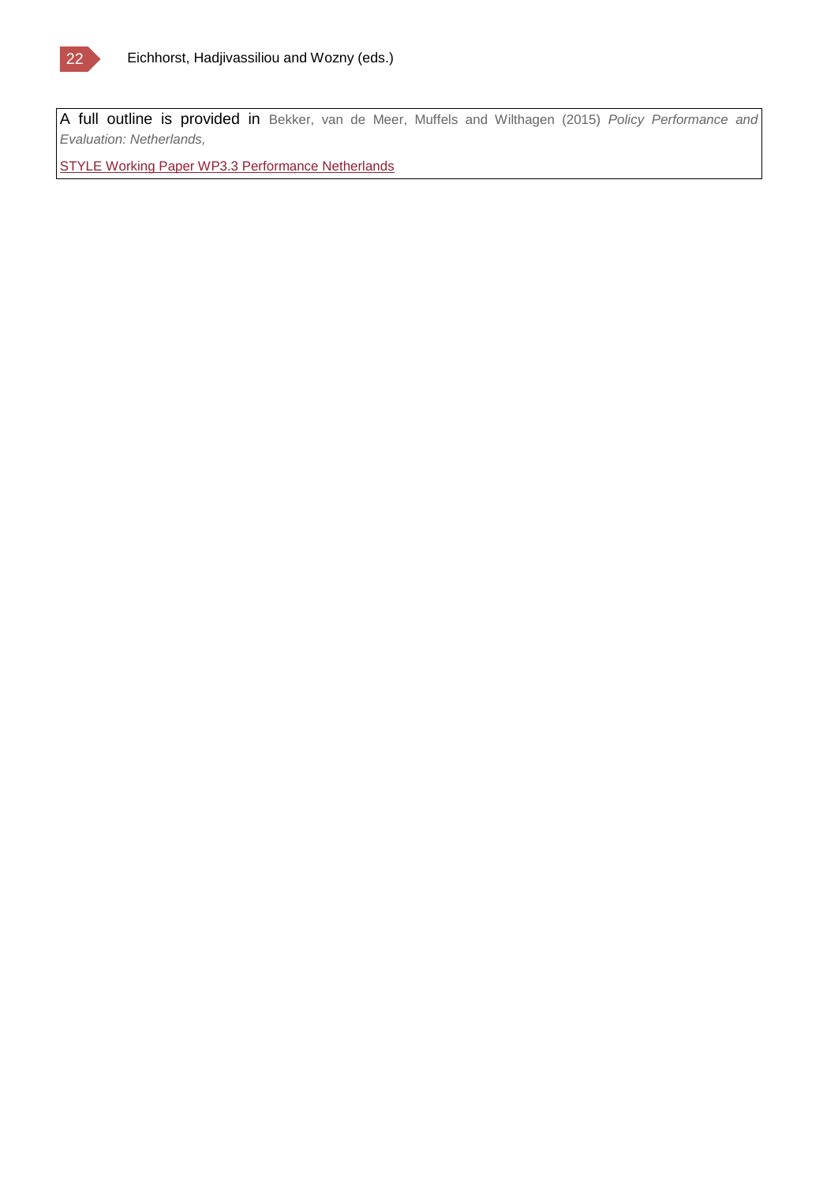A full outline is provided in Bekker, van de Meer, Muffels and Wilthagen (2015) *Policy Performance and Evaluation: Netherlands,*

STYLE Working Paper WP3.3 Performance Netherlands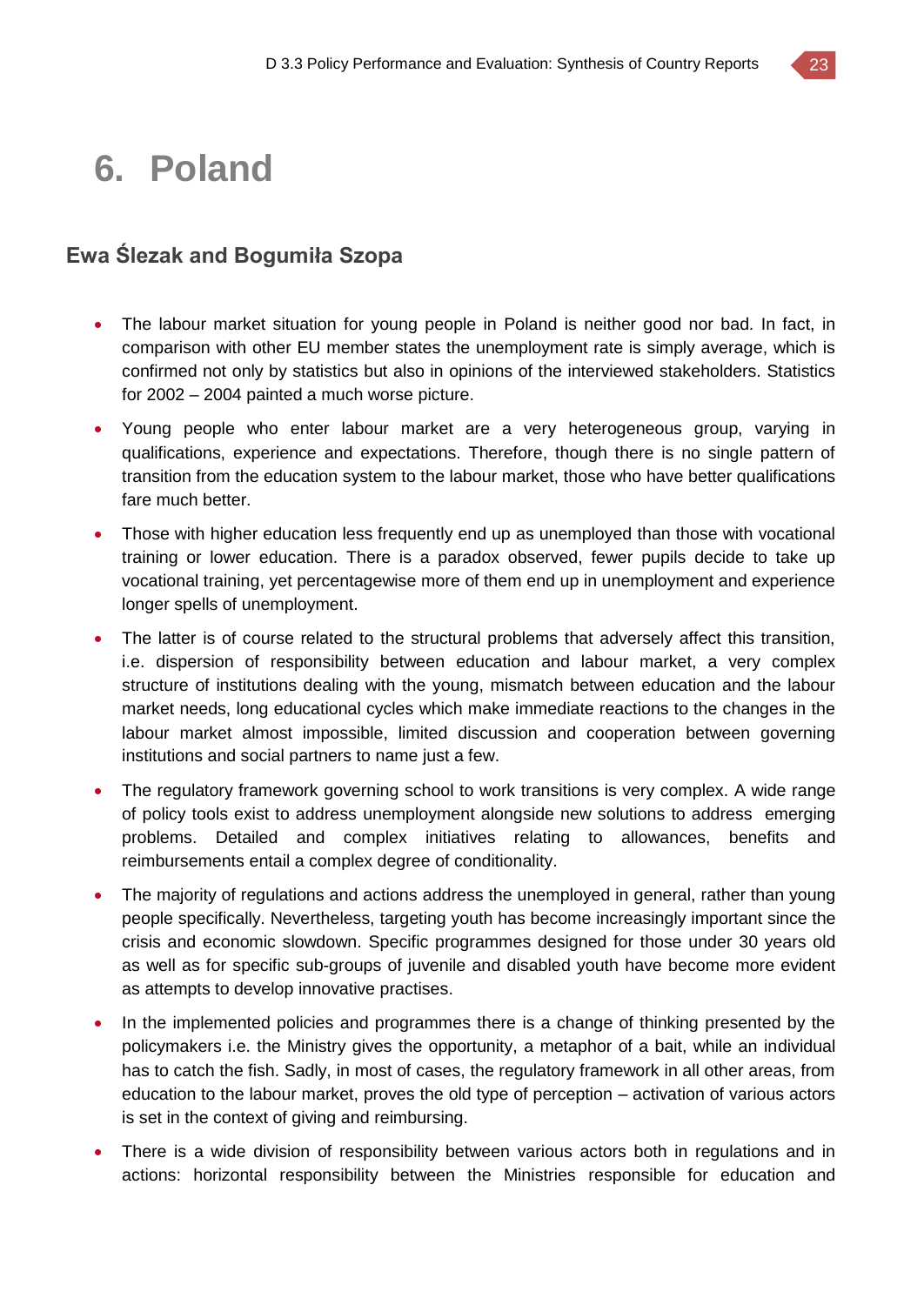# 6. Poland

## Ewa Ślezak and Bogumiła Szopa

- The labour market situation for young people in Poland is neither good nor bad. In fact, in comparison with other EU member states the unemployment rate is simply average, which is confirmed not only by statistics but also in opinions of the interviewed stakeholders. Statistics for 2002 – 2004 painted a much worse picture.
- Young people who enter labour market are a very heterogeneous group, varying in qualifications, experience and expectations. Therefore, though there is no single pattern of transition from the education system to the labour market, those who have better qualifications fare much better.
- Those with higher education less frequently end up as unemployed than those with vocational training or lower education. There is a paradox observed, fewer pupils decide to take up vocational training, yet percentagewise more of them end up in unemployment and experience longer spells of unemployment.
- The latter is of course related to the structural problems that adversely affect this transition, i.e. dispersion of responsibility between education and labour market, a very complex structure of institutions dealing with the young, mismatch between education and the labour market needs, long educational cycles which make immediate reactions to the changes in the labour market almost impossible, limited discussion and cooperation between governing institutions and social partners to name just a few.
- The regulatory framework governing school to work transitions is very complex. A wide range of policy tools exist to address unemployment alongside new solutions to address emerging problems. Detailed and complex initiatives relating to allowances, benefits and reimbursements entail a complex degree of conditionality.
- The majority of regulations and actions address the unemployed in general, rather than young people specifically. Nevertheless, targeting youth has become increasingly important since the crisis and economic slowdown. Specific programmes designed for those under 30 years old as well as for specific sub-groups of juvenile and disabled youth have become more evident as attempts to develop innovative practises.
- In the implemented policies and programmes there is a change of thinking presented by the policymakers i.e. the Ministry gives the opportunity, a metaphor of a bait, while an individual has to catch the fish. Sadly, in most of cases, the regulatory framework in all other areas, from education to the labour market, proves the old type of perception – activation of various actors is set in the context of giving and reimbursing.
- There is a wide division of responsibility between various actors both in regulations and in actions: horizontal responsibility between the Ministries responsible for education and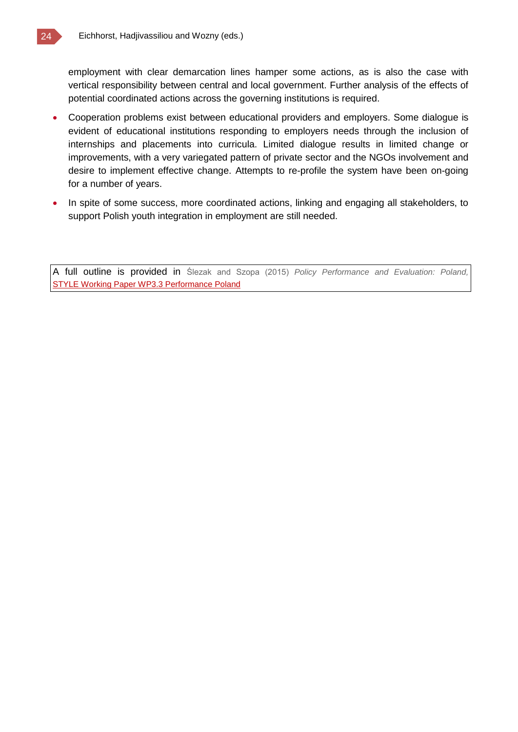employment with clear demarcation lines hamper some actions, as is also the case with vertical responsibility between central and local government. Further analysis of the effects of potential coordinated actions across the governing institutions is required.

- Cooperation problems exist between educational providers and employers. Some dialogue is evident of educational institutions responding to employers needs through the inclusion of internships and placements into curricula. Limited dialogue results in limited change or improvements, with a very variegated pattern of private sector and the NGOs involvement and desire to implement effective change. Attempts to re-profile the system have been on-going for a number of years.
- In spite of some success, more coordinated actions, linking and engaging all stakeholders, to support Polish youth integration in employment are still needed.

A full outline is provided in Ślezak and Szopa (2015) *Policy Performance and Evaluation: Poland,* STYLE Working Paper WP3.3 Performance Poland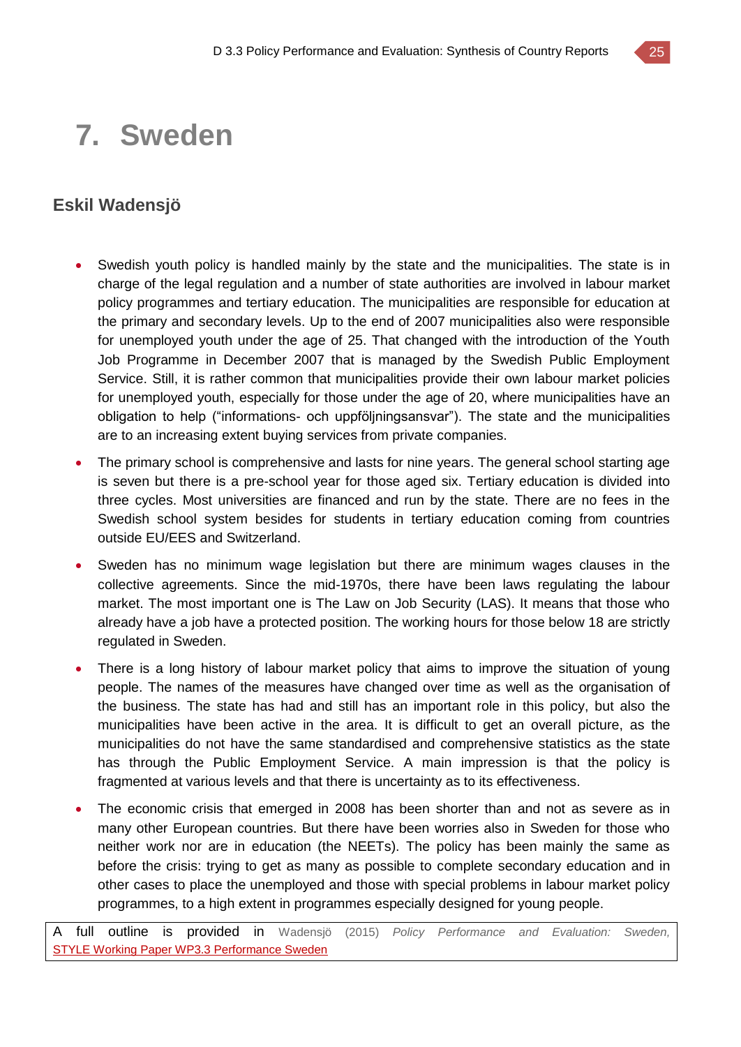# 7. Sweden

## Eskil Wadensjö

- Swedish youth policy is handled mainly by the state and the municipalities. The state is in charge of the legal regulation and a number of state authorities are involved in labour market policy programmes and tertiary education. The municipalities are responsible for education at the primary and secondary levels. Up to the end of 2007 municipalities also were responsible for unemployed youth under the age of 25. That changed with the introduction of the Youth Job Programme in December 2007 that is managed by the Swedish Public Employment Service. Still, it is rather common that municipalities provide their own labour market policies for unemployed youth, especially for those under the age of 20, where municipalities have an obligation to help ("informations- och uppföljningsansvar"). The state and the municipalities are to an increasing extent buying services from private companies.
- The primary school is comprehensive and lasts for nine years. The general school starting age is seven but there is a pre-school year for those aged six. Tertiary education is divided into three cycles. Most universities are financed and run by the state. There are no fees in the Swedish school system besides for students in tertiary education coming from countries outside EU/EES and Switzerland.
- Sweden has no minimum wage legislation but there are minimum wages clauses in the collective agreements. Since the mid-1970s, there have been laws regulating the labour market. The most important one is The Law on Job Security (LAS). It means that those who already have a job have a protected position. The working hours for those below 18 are strictly regulated in Sweden.
- There is a long history of labour market policy that aims to improve the situation of young people. The names of the measures have changed over time as well as the organisation of the business. The state has had and still has an important role in this policy, but also the municipalities have been active in the area. It is difficult to get an overall picture, as the municipalities do not have the same standardised and comprehensive statistics as the state has through the Public Employment Service. A main impression is that the policy is fragmented at various levels and that there is uncertainty as to its effectiveness.
- The economic crisis that emerged in 2008 has been shorter than and not as severe as in many other European countries. But there have been worries also in Sweden for those who neither work nor are in education (the NEETs). The policy has been mainly the same as before the crisis: trying to get as many as possible to complete secondary education and in other cases to place the unemployed and those with special problems in labour market policy programmes, to a high extent in programmes especially designed for young people.

A full outline is provided in Wadensjö (2015) *Policy Performance and Evaluation: Sweden,* STYLE Working Paper WP3.3 Performance Sweden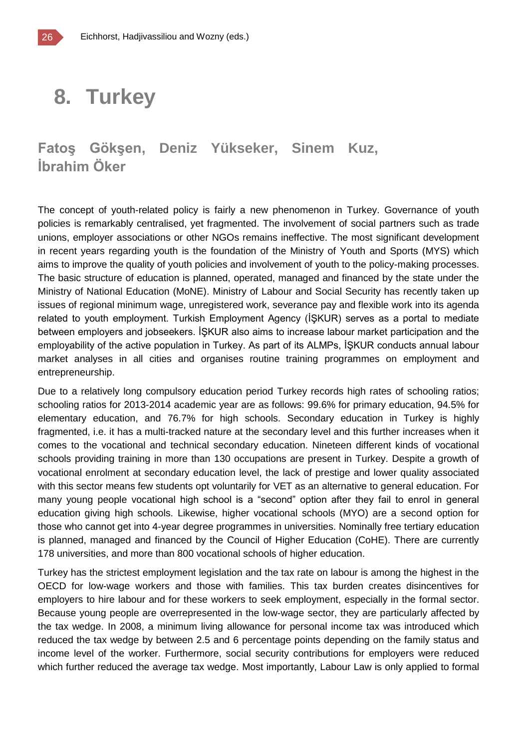# 8. Turkey

## Fatoş Gökşen, Deniz Yükseker, Sinem Kuz, İbrahim Öker

The concept of youth-related policy is fairly a new phenomenon in Turkey. Governance of youth policies is remarkably centralised, yet fragmented. The involvement of social partners such as trade unions, employer associations or other NGOs remains ineffective. The most significant development in recent years regarding youth is the foundation of the Ministry of Youth and Sports (MYS) which aims to improve the quality of youth policies and involvement of youth to the policy-making processes. The basic structure of education is planned, operated, managed and financed by the state under the Ministry of National Education (MoNE). Ministry of Labour and Social Security has recently taken up issues of regional minimum wage, unregistered work, severance pay and flexible work into its agenda related to youth employment. Turkish Employment Agency (İŞKUR) serves as a portal to mediate between employers and jobseekers. İŞKUR also aims to increase labour market participation and the employability of the active population in Turkey. As part of its ALMPs, İŞKUR conducts annual labour market analyses in all cities and organises routine training programmes on employment and entrepreneurship.

Due to a relatively long compulsory education period Turkey records high rates of schooling ratios; schooling ratios for 2013-2014 academic year are as follows: 99.6% for primary education, 94.5% for elementary education, and 76.7% for high schools. Secondary education in Turkey is highly fragmented, i.e. it has a multi-tracked nature at the secondary level and this further increases when it comes to the vocational and technical secondary education. Nineteen different kinds of vocational schools providing training in more than 130 occupations are present in Turkey. Despite a growth of vocational enrolment at secondary education level, the lack of prestige and lower quality associated with this sector means few students opt voluntarily for VET as an alternative to general education. For many young people vocational high school is a "second" option after they fail to enrol in general education giving high schools. Likewise, higher vocational schools (MYO) are a second option for those who cannot get into 4-year degree programmes in universities. Nominally free tertiary education is planned, managed and financed by the Council of Higher Education (CoHE). There are currently 178 universities, and more than 800 vocational schools of higher education.

Turkey has the strictest employment legislation and the tax rate on labour is among the highest in the OECD for low-wage workers and those with families. This tax burden creates disincentives for employers to hire labour and for these workers to seek employment, especially in the formal sector. Because young people are overrepresented in the low-wage sector, they are particularly affected by the tax wedge. In 2008, a minimum living allowance for personal income tax was introduced which reduced the tax wedge by between 2.5 and 6 percentage points depending on the family status and income level of the worker. Furthermore, social security contributions for employers were reduced which further reduced the average tax wedge. Most importantly, Labour Law is only applied to formal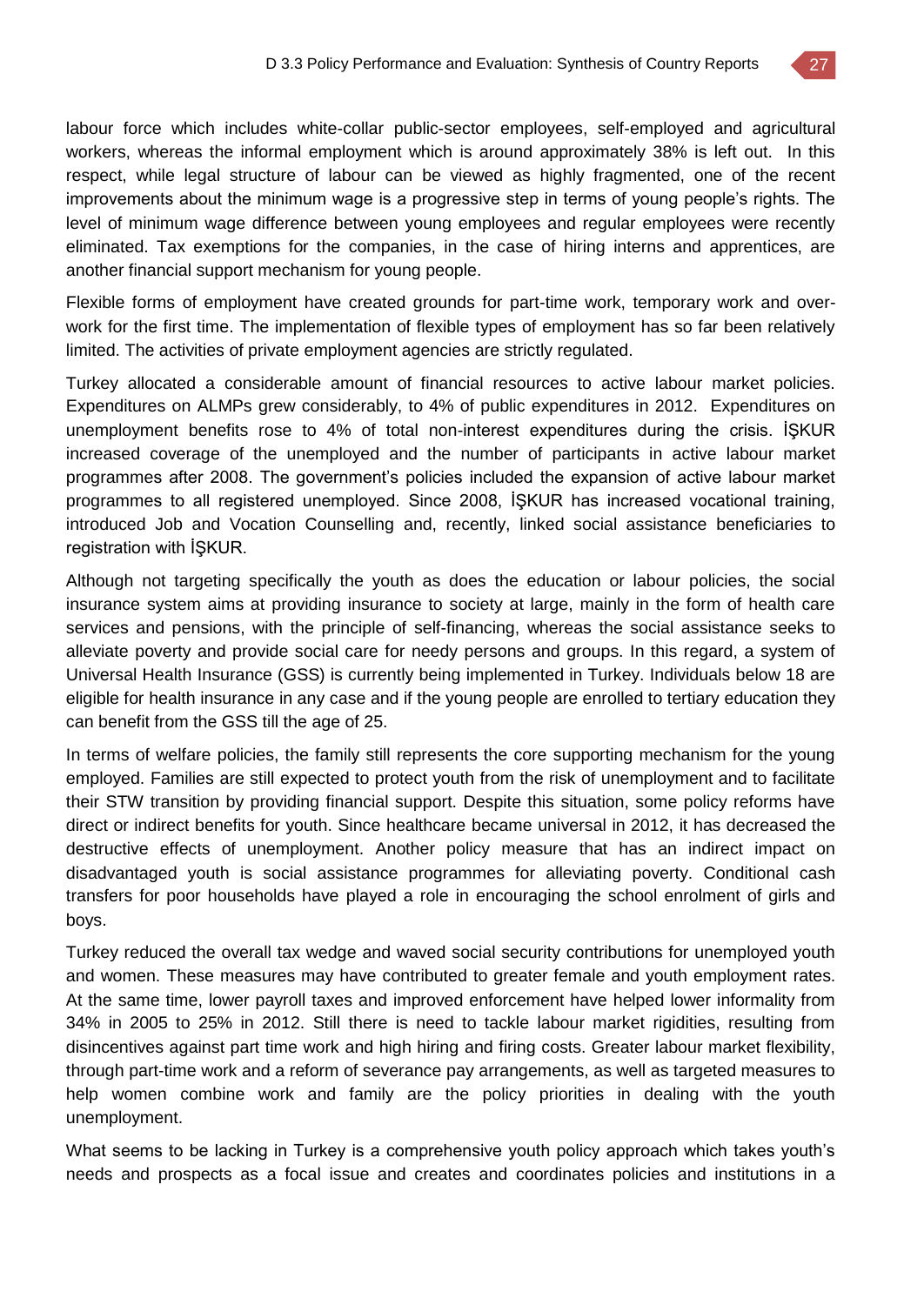labour force which includes white-collar public-sector employees, self-employed and agricultural workers, whereas the informal employment which is around approximately 38% is left out. In this respect, while legal structure of labour can be viewed as highly fragmented, one of the recent improvements about the minimum wage is a progressive step in terms of young people's rights. The level of minimum wage difference between young employees and regular employees were recently eliminated. Tax exemptions for the companies, in the case of hiring interns and apprentices, are another financial support mechanism for young people.

Flexible forms of employment have created grounds for part-time work, temporary work and over-work for the first time. The implementation of flexible types of employment has so far been relatively limited. The activities of private employment agencies are strictly regulated.

Turkey allocated a considerable amount of financial resources to active labour market policies. Expenditures on ALMPs grew considerably, to 4% of public expenditures in 2012. Expenditures on unemployment benefits rose to 4% of total non-interest expenditures during the crisis. İŞKUR increased coverage of the unemployed and the number of participants in active labour market programmes after 2008. The government's policies included the expansion of active labour market programmes to all registered unemployed. Since 2008, İŞKUR has increased vocational training, introduced Job and Vocation Counselling and, recently, linked social assistance beneficiaries to registration with İŞKUR.

Although not targeting specifically the youth as does the education or labour policies, the social insurance system aims at providing insurance to society at large, mainly in the form of health care services and pensions, with the principle of self-financing, whereas the social assistance seeks to alleviate poverty and provide social care for needy persons and groups. In this regard, a system of Universal Health Insurance (GSS) is currently being implemented in Turkey. Individuals below 18 are eligible for health insurance in any case and if the young people are enrolled to tertiary education they can benefit from the GSS till the age of 25.

In terms of welfare policies, the family still represents the core supporting mechanism for the young employed. Families are still expected to protect youth from the risk of unemployment and to facilitate their STW transition by providing financial support. Despite this situation, some policy reforms have direct or indirect benefits for youth. Since healthcare became universal in 2012, it has decreased the destructive effects of unemployment. Another policy measure that has an indirect impact on disadvantaged youth is social assistance programmes for alleviating poverty. Conditional cash transfers for poor households have played a role in encouraging the school enrolment of girls and boys.

Turkey reduced the overall tax wedge and waved social security contributions for unemployed youth and women. These measures may have contributed to greater female and youth employment rates. At the same time, lower payroll taxes and improved enforcement have helped lower informality from 34% in 2005 to 25% in 2012. Still there is need to tackle labour market rigidities, resulting from disincentives against part time work and high hiring and firing costs. Greater labour market flexibility, through part-time work and a reform of severance pay arrangements, as well as targeted measures to help women combine work and family are the policy priorities in dealing with the youth unemployment.

What seems to be lacking in Turkey is a comprehensive youth policy approach which takes youth's needs and prospects as a focal issue and creates and coordinates policies and institutions in a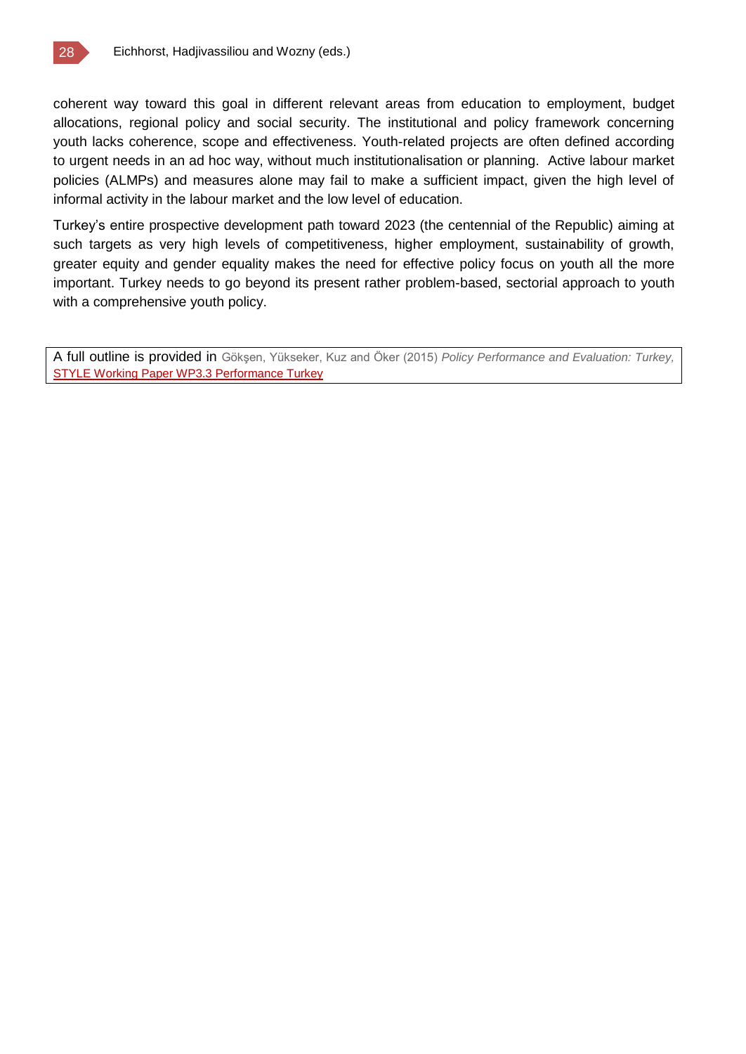coherent way toward this goal in different relevant areas from education to employment, budget allocations, regional policy and social security. The institutional and policy framework concerning youth lacks coherence, scope and effectiveness. Youth-related projects are often defined according to urgent needs in an ad hoc way, without much institutionalisation or planning. Active labour market policies (ALMPs) and measures alone may fail to make a sufficient impact, given the high level of informal activity in the labour market and the low level of education.

Turkey's entire prospective development path toward 2023 (the centennial of the Republic) aiming at such targets as very high levels of competitiveness, higher employment, sustainability of growth, greater equity and gender equality makes the need for effective policy focus on youth all the more important. Turkey needs to go beyond its present rather problem-based, sectorial approach to youth with a comprehensive youth policy.

A full outline is provided in Gökşen, Yükseker, Kuz and Öker (2015) *Policy Performance and Evaluation: Turkey,* STYLE Working Paper WP3.3 Performance Turkey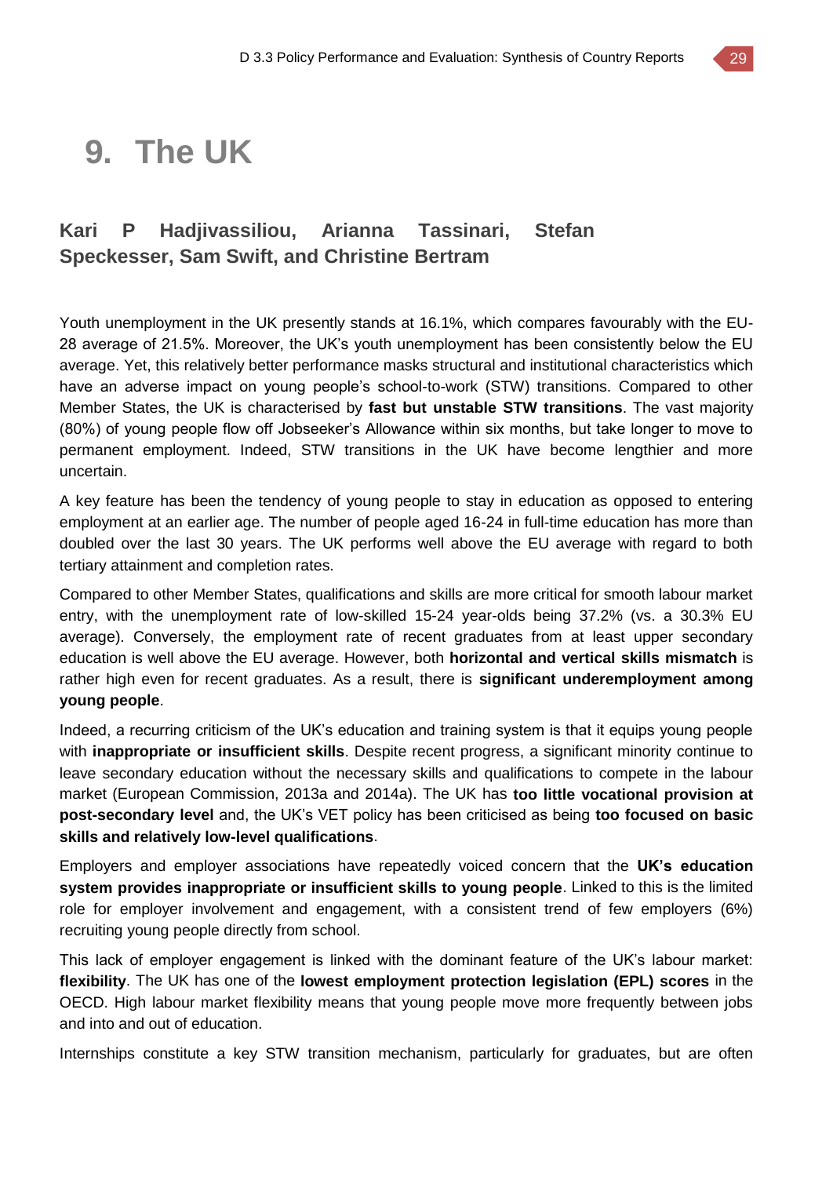# 9. The UK

**Kari P Hadjivassiliou, Arianna Tassinari, Stefan Speckesser, Sam Swift, and Christine Bertram**

Youth unemployment in the UK presently stands at 16.1%, which compares favourably with the EU-28 average of 21.5%. Moreover, the UK's youth unemployment has been consistently below the EU average. Yet, this relatively better performance masks structural and institutional characteristics which have an adverse impact on young people's school-to-work (STW) transitions. Compared to other Member States, the UK is characterised by **fast but unstable STW transitions**. The vast majority (80%) of young people flow off Jobseeker's Allowance within six months, but take longer to move to permanent employment. Indeed, STW transitions in the UK have become lengthier and more uncertain.

A key feature has been the tendency of young people to stay in education as opposed to entering employment at an earlier age. The number of people aged 16-24 in full-time education has more than doubled over the last 30 years. The UK performs well above the EU average with regard to both tertiary attainment and completion rates.

Compared to other Member States, qualifications and skills are more critical for smooth labour market entry, with the unemployment rate of low-skilled 15-24 year-olds being 37.2% (vs. a 30.3% EU average). Conversely, the employment rate of recent graduates from at least upper secondary education is well above the EU average. However, both **horizontal and vertical skills mismatch** is rather high even for recent graduates. As a result, there is **significant underemployment among young people**.

Indeed, a recurring criticism of the UK's education and training system is that it equips young people with **inappropriate or insufficient skills**. Despite recent progress, a significant minority continue to leave secondary education without the necessary skills and qualifications to compete in the labour market (European Commission, 2013a and 2014a). The UK has **too little vocational provision at post-secondary level** and, the UK's VET policy has been criticised as being **too focused on basic skills and relatively low-level qualifications**.

Employers and employer associations have repeatedly voiced concern that the **UK's education system provides inappropriate or insufficient skills to young people**. Linked to this is the limited role for employer involvement and engagement, with a consistent trend of few employers (6%) recruiting young people directly from school.

This lack of employer engagement is linked with the dominant feature of the UK's labour market: **flexibility**. The UK has one of the **lowest employment protection legislation (EPL) scores** in the OECD. High labour market flexibility means that young people move more frequently between jobs and into and out of education.

Internships constitute a key STW transition mechanism, particularly for graduates, but are often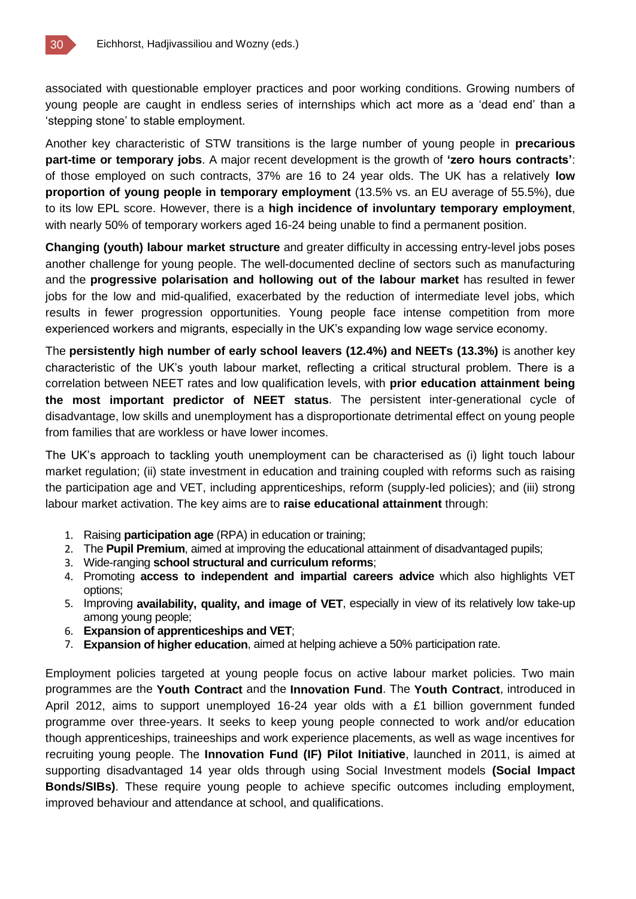associated with questionable employer practices and poor working conditions. Growing numbers of young people are caught in endless series of internships which act more as a 'dead end' than a 'stepping stone' to stable employment.

Another key characteristic of STW transitions is the large number of young people in **precarious part-time or temporary jobs**. A major recent development is the growth of **'zero hours contracts'**: of those employed on such contracts, 37% are 16 to 24 year olds. The UK has a relatively **low proportion of young people in temporary employment** (13.5% vs. an EU average of 55.5%), due to its low EPL score. However, there is a **high incidence of involuntary temporary employment**, with nearly 50% of temporary workers aged 16-24 being unable to find a permanent position.

**Changing (youth) labour market structure** and greater difficulty in accessing entry-level jobs poses another challenge for young people. The well-documented decline of sectors such as manufacturing and the **progressive polarisation and hollowing out of the labour market** has resulted in fewer jobs for the low and mid-qualified, exacerbated by the reduction of intermediate level jobs, which results in fewer progression opportunities. Young people face intense competition from more experienced workers and migrants, especially in the UK's expanding low wage service economy.

The **persistently high number of early school leavers (12.4%) and NEETs (13.3%)** is another key characteristic of the UK's youth labour market, reflecting a critical structural problem. There is a correlation between NEET rates and low qualification levels, with **prior education attainment being the most important predictor of NEET status**. The persistent inter-generational cycle of disadvantage, low skills and unemployment has a disproportionate detrimental effect on young people from families that are workless or have lower incomes.

The UK's approach to tackling youth unemployment can be characterised as (i) light touch labour market regulation; (ii) state investment in education and training coupled with reforms such as raising the participation age and VET, including apprenticeships, reform (supply-led policies); and (iii) strong labour market activation. The key aims are to **raise educational attainment** through:

1. Raising **participation age** (RPA) in education or training;
2. The **Pupil Premium**, aimed at improving the educational attainment of disadvantaged pupils;
3. Wide-ranging **school structural and curriculum reforms**;
4. Promoting **access to independent and impartial careers advice** which also highlights VET options;
5. Improving **availability, quality, and image of VET**, especially in view of its relatively low take-up among young people;
6. **Expansion of apprenticeships and VET**;
7. **Expansion of higher education**, aimed at helping achieve a 50% participation rate.

Employment policies targeted at young people focus on active labour market policies. Two main programmes are the **Youth Contract** and the **Innovation Fund**. The **Youth Contract**, introduced in April 2012, aims to support unemployed 16-24 year olds with a £1 billion government funded programme over three-years. It seeks to keep young people connected to work and/or education though apprenticeships, traineeships and work experience placements, as well as wage incentives for recruiting young people. The **Innovation Fund (IF) Pilot Initiative**, launched in 2011, is aimed at supporting disadvantaged 14 year olds through using Social Investment models **(Social Impact Bonds/SIBs)**. These require young people to achieve specific outcomes including employment, improved behaviour and attendance at school, and qualifications.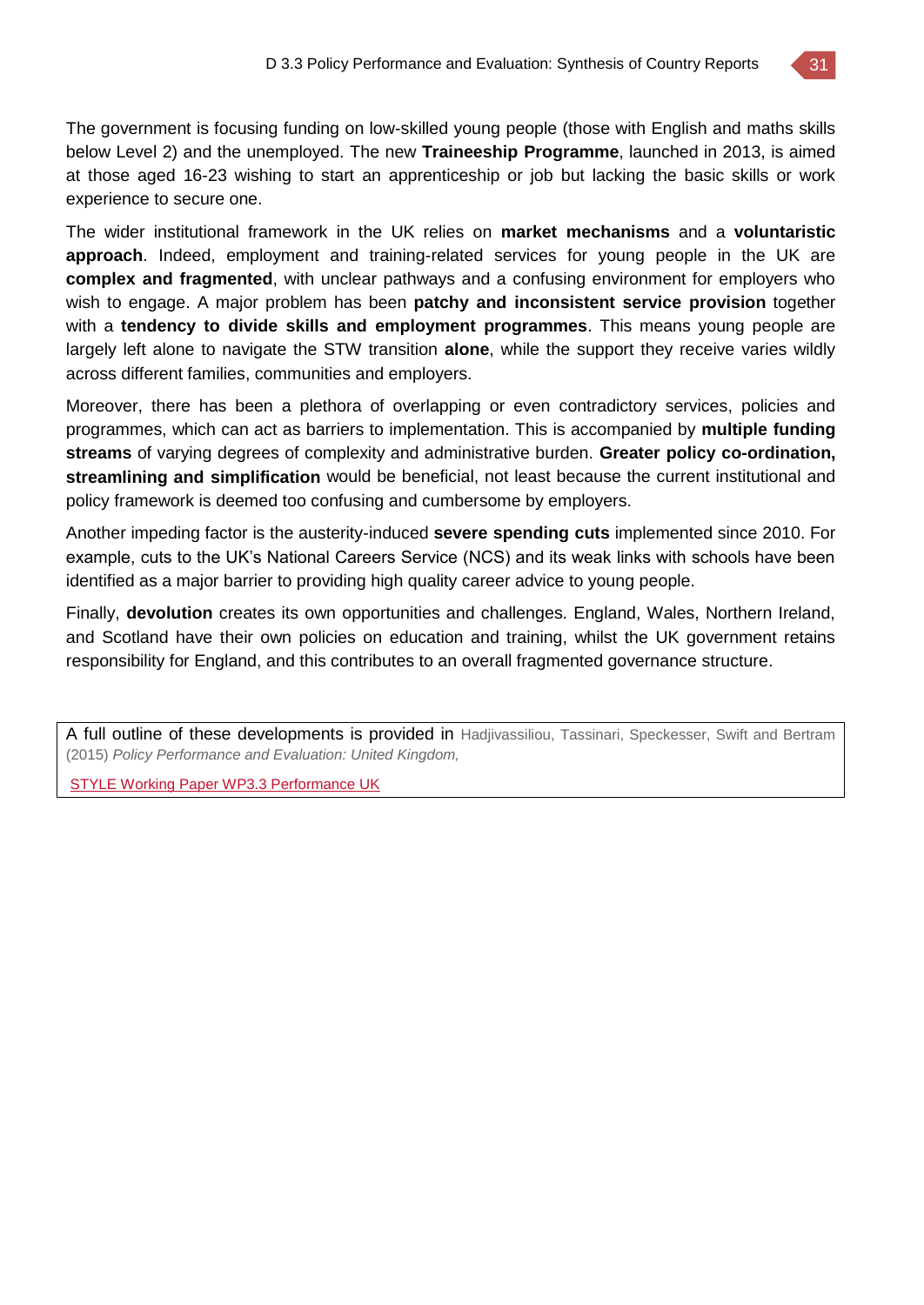The government is focusing funding on low-skilled young people (those with English and maths skills below Level 2) and the unemployed. The new **Traineeship Programme**, launched in 2013, is aimed at those aged 16-23 wishing to start an apprenticeship or job but lacking the basic skills or work experience to secure one.

The wider institutional framework in the UK relies on **market mechanisms** and a **voluntaristic approach**. Indeed, employment and training-related services for young people in the UK are **complex and fragmented**, with unclear pathways and a confusing environment for employers who wish to engage. A major problem has been **patchy and inconsistent service provision** together with a **tendency to divide skills and employment programmes**. This means young people are largely left alone to navigate the STW transition **alone**, while the support they receive varies wildly across different families, communities and employers.

Moreover, there has been a plethora of overlapping or even contradictory services, policies and programmes, which can act as barriers to implementation. This is accompanied by **multiple funding streams** of varying degrees of complexity and administrative burden. **Greater policy co-ordination, streamlining and simplification** would be beneficial, not least because the current institutional and policy framework is deemed too confusing and cumbersome by employers.

Another impeding factor is the austerity-induced **severe spending cuts** implemented since 2010. For example, cuts to the UK's National Careers Service (NCS) and its weak links with schools have been identified as a major barrier to providing high quality career advice to young people.

Finally, **devolution** creates its own opportunities and challenges. England, Wales, Northern Ireland, and Scotland have their own policies on education and training, whilst the UK government retains responsibility for England, and this contributes to an overall fragmented governance structure.

> A full outline of these developments is provided in Hadjivassiliou, Tassinari, Speckesser, Swift and Bertram (2015) *Policy Performance and Evaluation: United Kingdom,*
>
> STYLE Working Paper WP3.3 Performance UK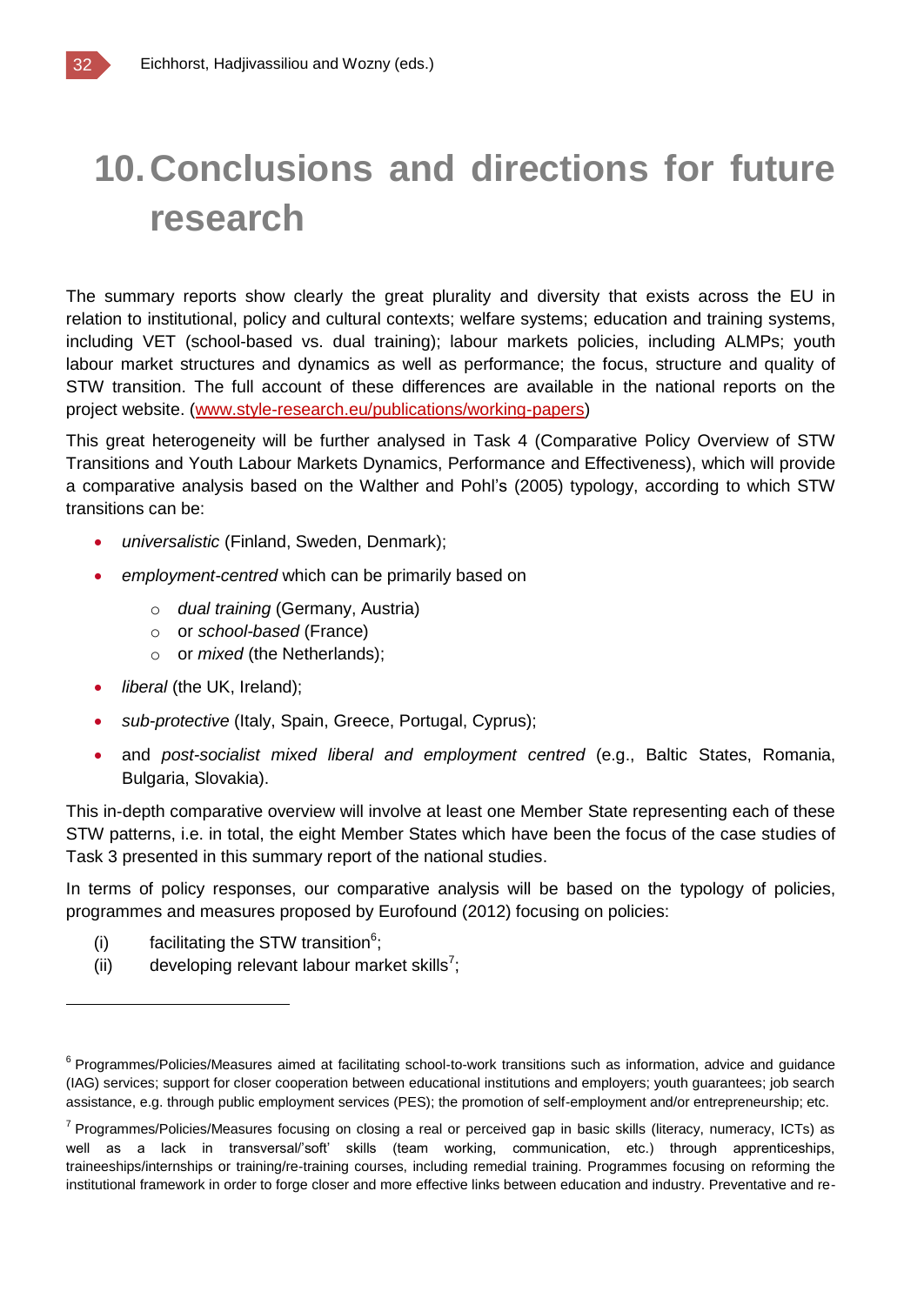# 10. Conclusions and directions for future research

The summary reports show clearly the great plurality and diversity that exists across the EU in relation to institutional, policy and cultural contexts; welfare systems; education and training systems, including VET (school-based vs. dual training); labour markets policies, including ALMPs; youth labour market structures and dynamics as well as performance; the focus, structure and quality of STW transition. The full account of these differences are available in the national reports on the project website. (www.style-research.eu/publications/working-papers)

This great heterogeneity will be further analysed in Task 4 (Comparative Policy Overview of STW Transitions and Youth Labour Markets Dynamics, Performance and Effectiveness), which will provide a comparative analysis based on the Walther and Pohl's (2005) typology, according to which STW transitions can be:

- *universalistic* (Finland, Sweden, Denmark);
- *employment-centred* which can be primarily based on
  - *dual training* (Germany, Austria)
  - or *school-based* (France)
  - or *mixed* (the Netherlands);
- *liberal* (the UK, Ireland);
- *sub-protective* (Italy, Spain, Greece, Portugal, Cyprus);
- and *post-socialist mixed liberal and employment centred* (e.g., Baltic States, Romania, Bulgaria, Slovakia).

This in-depth comparative overview will involve at least one Member State representing each of these STW patterns, i.e. in total, the eight Member States which have been the focus of the case studies of Task 3 presented in this summary report of the national studies.

In terms of policy responses, our comparative analysis will be based on the typology of policies, programmes and measures proposed by Eurofound (2012) focusing on policies:

(i) facilitating the STW transition[6];
(ii) developing relevant labour market skills[7];

---

[6] Programmes/Policies/Measures aimed at facilitating school-to-work transitions such as information, advice and guidance (IAG) services; support for closer cooperation between educational institutions and employers; youth guarantees; job search assistance, e.g. through public employment services (PES); the promotion of self-employment and/or entrepreneurship; etc.

[7] Programmes/Policies/Measures focusing on closing a real or perceived gap in basic skills (literacy, numeracy, ICTs) as well as a lack in transversal/'soft' skills (team working, communication, etc.) through apprenticeships, traineeships/internships or training/re-training courses, including remedial training. Programmes focusing on reforming the institutional framework in order to forge closer and more effective links between education and industry. Preventative and re-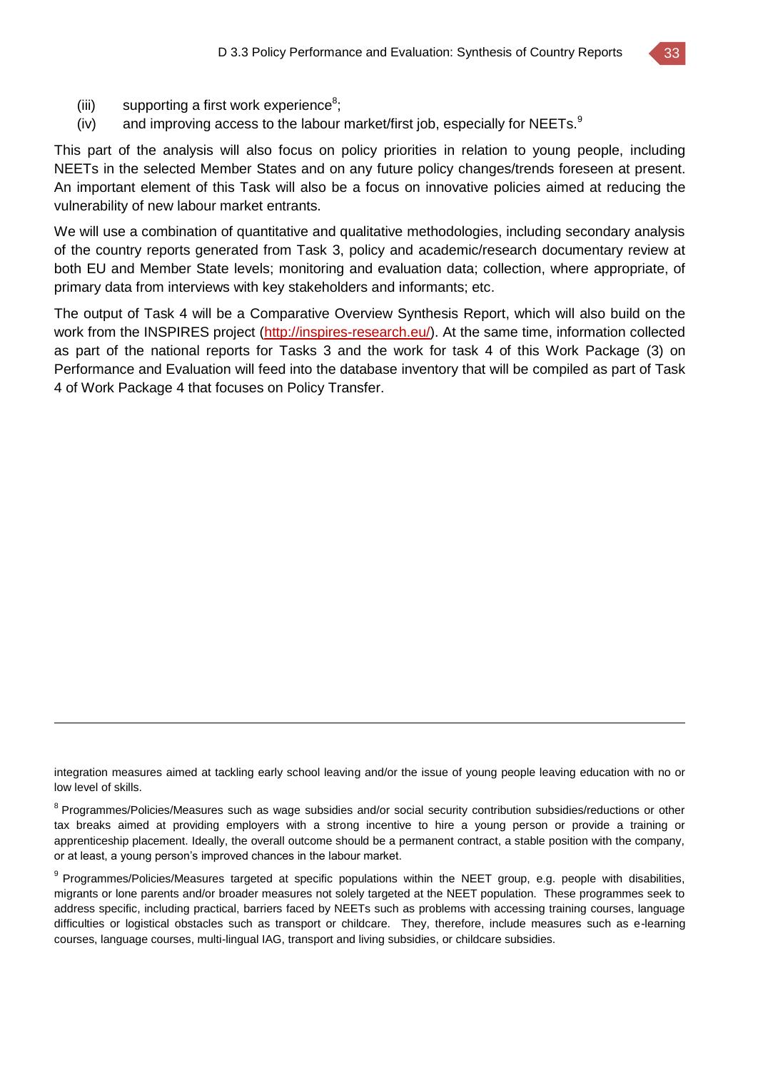(iii) supporting a first work experience[8];

(iv) and improving access to the labour market/first job, especially for NEETs.[9]

This part of the analysis will also focus on policy priorities in relation to young people, including NEETs in the selected Member States and on any future policy changes/trends foreseen at present. An important element of this Task will also be a focus on innovative policies aimed at reducing the vulnerability of new labour market entrants.

We will use a combination of quantitative and qualitative methodologies, including secondary analysis of the country reports generated from Task 3, policy and academic/research documentary review at both EU and Member State levels; monitoring and evaluation data; collection, where appropriate, of primary data from interviews with key stakeholders and informants; etc.

The output of Task 4 will be a Comparative Overview Synthesis Report, which will also build on the work from the INSPIRES project (http://inspires-research.eu/). At the same time, information collected as part of the national reports for Tasks 3 and the work for task 4 of this Work Package (3) on Performance and Evaluation will feed into the database inventory that will be compiled as part of Task 4 of Work Package 4 that focuses on Policy Transfer.

---

integration measures aimed at tackling early school leaving and/or the issue of young people leaving education with no or low level of skills.

[8] Programmes/Policies/Measures such as wage subsidies and/or social security contribution subsidies/reductions or other tax breaks aimed at providing employers with a strong incentive to hire a young person or provide a training or apprenticeship placement. Ideally, the overall outcome should be a permanent contract, a stable position with the company, or at least, a young person's improved chances in the labour market.

[9] Programmes/Policies/Measures targeted at specific populations within the NEET group, e.g. people with disabilities, migrants or lone parents and/or broader measures not solely targeted at the NEET population. These programmes seek to address specific, including practical, barriers faced by NEETs such as problems with accessing training courses, language difficulties or logistical obstacles such as transport or childcare. They, therefore, include measures such as e-learning courses, language courses, multi-lingual IAG, transport and living subsidies, or childcare subsidies.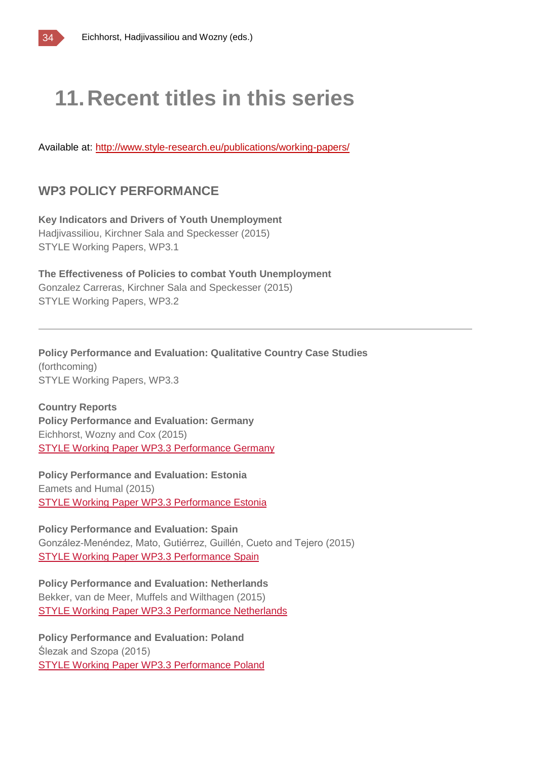# 11. Recent titles in this series

Available at: http://www.style-research.eu/publications/working-papers/

## WP3 POLICY PERFORMANCE

**Key Indicators and Drivers of Youth Unemployment**
Hadjivassiliou, Kirchner Sala and Speckesser (2015)
STYLE Working Papers, WP3.1

**The Effectiveness of Policies to combat Youth Unemployment**
Gonzalez Carreras, Kirchner Sala and Speckesser (2015)
STYLE Working Papers, WP3.2

---

**Policy Performance and Evaluation: Qualitative Country Case Studies**
(forthcoming)
STYLE Working Papers, WP3.3

**Country Reports**
**Policy Performance and Evaluation: Germany**
Eichhorst, Wozny and Cox (2015)
STYLE Working Paper WP3.3 Performance Germany

**Policy Performance and Evaluation: Estonia**
Eamets and Humal (2015)
STYLE Working Paper WP3.3 Performance Estonia

**Policy Performance and Evaluation: Spain**
González-Menéndez, Mato, Gutiérrez, Guillén, Cueto and Tejero (2015)
STYLE Working Paper WP3.3 Performance Spain

**Policy Performance and Evaluation: Netherlands**
Bekker, van de Meer, Muffels and Wilthagen (2015)
STYLE Working Paper WP3.3 Performance Netherlands

**Policy Performance and Evaluation: Poland**
Ślezak and Szopa (2015)
STYLE Working Paper WP3.3 Performance Poland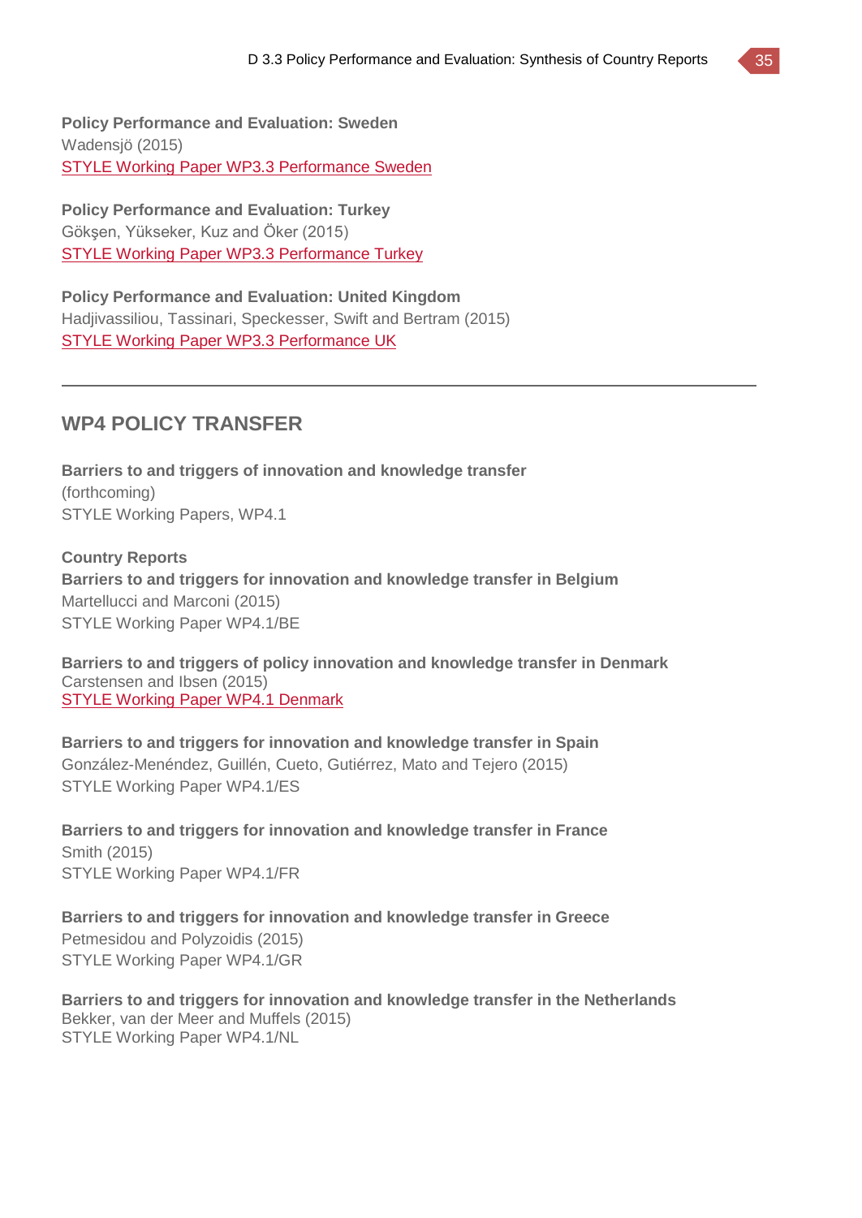**Policy Performance and Evaluation: Sweden**
Wadensjö (2015)
STYLE Working Paper WP3.3 Performance Sweden

**Policy Performance and Evaluation: Turkey**
Gökşen, Yükseker, Kuz and Öker (2015)
STYLE Working Paper WP3.3 Performance Turkey

**Policy Performance and Evaluation: United Kingdom**
Hadjivassiliou, Tassinari, Speckesser, Swift and Bertram (2015)
STYLE Working Paper WP3.3 Performance UK

---

## WP4 POLICY TRANSFER

**Barriers to and triggers of innovation and knowledge transfer**
(forthcoming)
STYLE Working Papers, WP4.1

**Country Reports**
**Barriers to and triggers for innovation and knowledge transfer in Belgium**
Martellucci and Marconi (2015)
STYLE Working Paper WP4.1/BE

**Barriers to and triggers of policy innovation and knowledge transfer in Denmark**
Carstensen and Ibsen (2015)
STYLE Working Paper WP4.1 Denmark

**Barriers to and triggers for innovation and knowledge transfer in Spain**
González-Menéndez, Guillén, Cueto, Gutiérrez, Mato and Tejero (2015)
STYLE Working Paper WP4.1/ES

**Barriers to and triggers for innovation and knowledge transfer in France**
Smith (2015)
STYLE Working Paper WP4.1/FR

**Barriers to and triggers for innovation and knowledge transfer in Greece**
Petmesidou and Polyzoidis (2015)
STYLE Working Paper WP4.1/GR

**Barriers to and triggers for innovation and knowledge transfer in the Netherlands**
Bekker, van der Meer and Muffels (2015)
STYLE Working Paper WP4.1/NL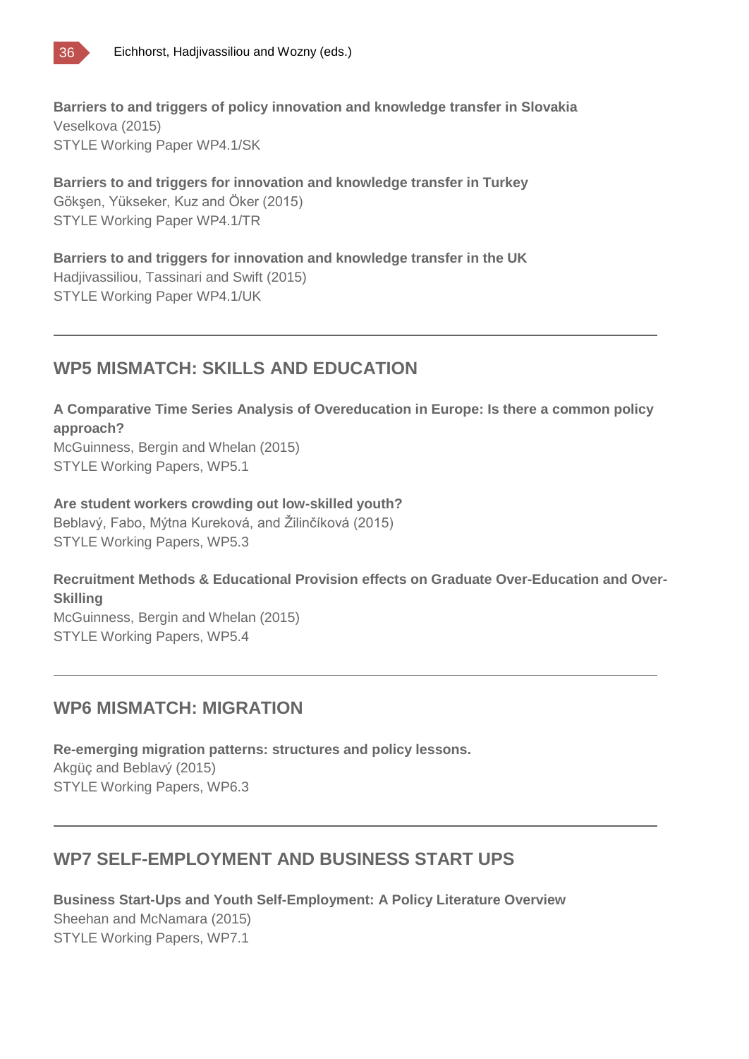**Barriers to and triggers of policy innovation and knowledge transfer in Slovakia**
Veselkova (2015)
STYLE Working Paper WP4.1/SK

**Barriers to and triggers for innovation and knowledge transfer in Turkey**
Gökşen, Yükseker, Kuz and Öker (2015)
STYLE Working Paper WP4.1/TR

**Barriers to and triggers for innovation and knowledge transfer in the UK**
Hadjivassiliou, Tassinari and Swift (2015)
STYLE Working Paper WP4.1/UK

---

## WP5 MISMATCH: SKILLS AND EDUCATION

**A Comparative Time Series Analysis of Overeducation in Europe: Is there a common policy approach?**
McGuinness, Bergin and Whelan (2015)
STYLE Working Papers, WP5.1

**Are student workers crowding out low-skilled youth?**
Beblavý, Fabo, Mýtna Kureková, and Žilinčíková (2015)
STYLE Working Papers, WP5.3

**Recruitment Methods & Educational Provision effects on Graduate Over-Education and Over-Skilling**
McGuinness, Bergin and Whelan (2015)
STYLE Working Papers, WP5.4

---

## WP6 MISMATCH: MIGRATION

**Re-emerging migration patterns: structures and policy lessons.**
Akgüç and Beblavý (2015)
STYLE Working Papers, WP6.3

---

## WP7 SELF-EMPLOYMENT AND BUSINESS START UPS

**Business Start-Ups and Youth Self-Employment: A Policy Literature Overview**
Sheehan and McNamara (2015)
STYLE Working Papers, WP7.1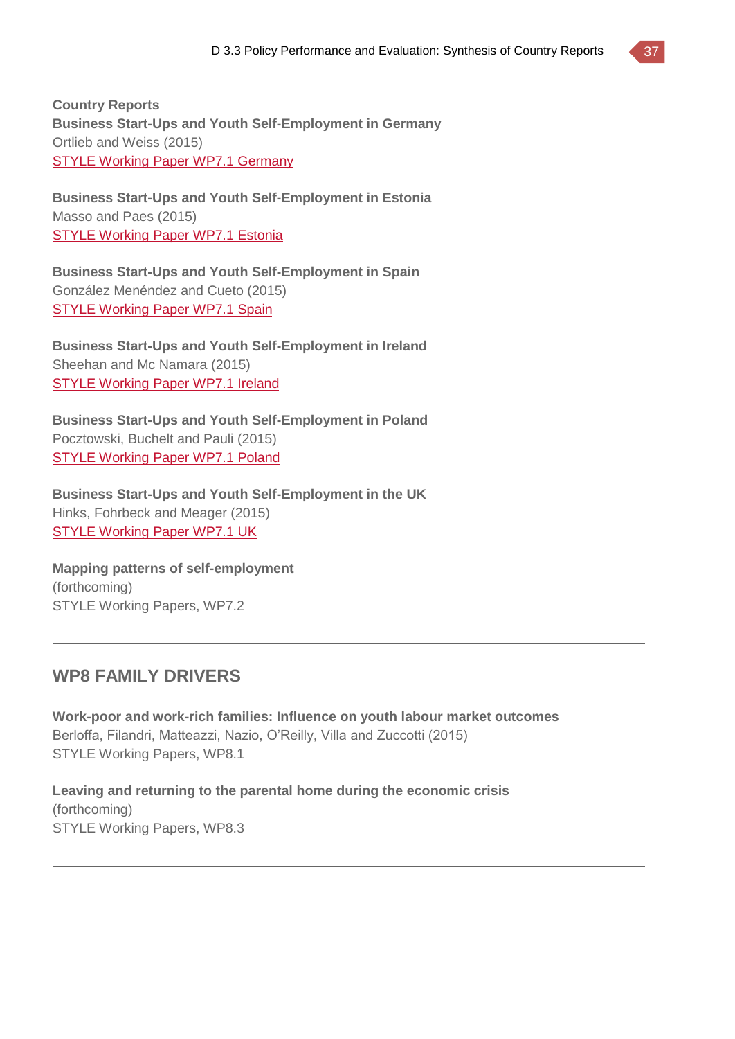**Country Reports**

**Business Start-Ups and Youth Self-Employment in Germany**
Ortlieb and Weiss (2015)
STYLE Working Paper WP7.1 Germany

**Business Start-Ups and Youth Self-Employment in Estonia**
Masso and Paes (2015)
STYLE Working Paper WP7.1 Estonia

**Business Start-Ups and Youth Self-Employment in Spain**
González Menéndez and Cueto (2015)
STYLE Working Paper WP7.1 Spain

**Business Start-Ups and Youth Self-Employment in Ireland**
Sheehan and Mc Namara (2015)
STYLE Working Paper WP7.1 Ireland

**Business Start-Ups and Youth Self-Employment in Poland**
Pocztowski, Buchelt and Pauli (2015)
STYLE Working Paper WP7.1 Poland

**Business Start-Ups and Youth Self-Employment in the UK**
Hinks, Fohrbeck and Meager (2015)
STYLE Working Paper WP7.1 UK

**Mapping patterns of self-employment**
(forthcoming)
STYLE Working Papers, WP7.2

---

## WP8 FAMILY DRIVERS

**Work-poor and work-rich families: Influence on youth labour market outcomes**
Berloffa, Filandri, Matteazzi, Nazio, O'Reilly, Villa and Zuccotti (2015)
STYLE Working Papers, WP8.1

**Leaving and returning to the parental home during the economic crisis**
(forthcoming)
STYLE Working Papers, WP8.3

---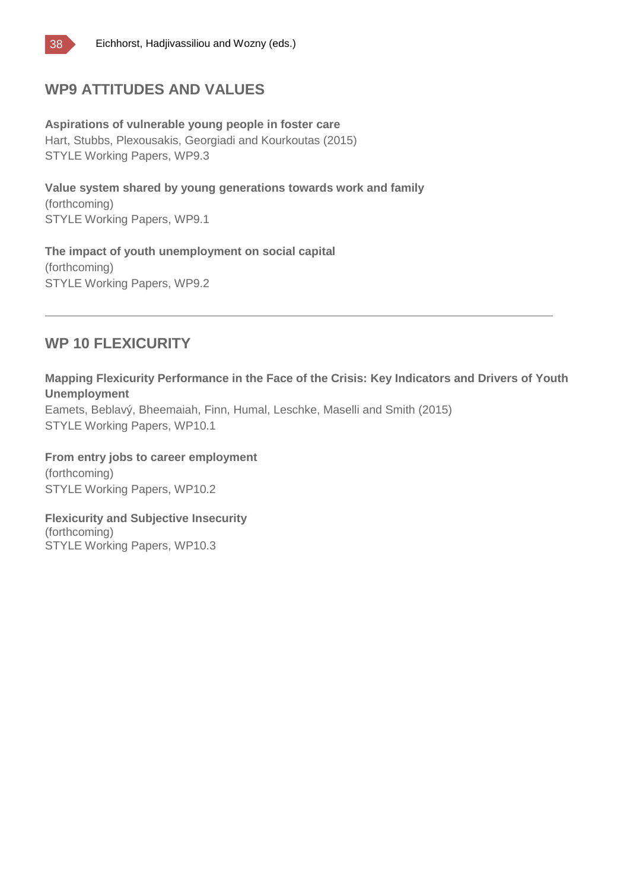## WP9 ATTITUDES AND VALUES

**Aspirations of vulnerable young people in foster care**
Hart, Stubbs, Plexousakis, Georgiadi and Kourkoutas (2015)
STYLE Working Papers, WP9.3

**Value system shared by young generations towards work and family**
(forthcoming)
STYLE Working Papers, WP9.1

**The impact of youth unemployment on social capital**
(forthcoming)
STYLE Working Papers, WP9.2

---

## WP 10 FLEXICURITY

**Mapping Flexicurity Performance in the Face of the Crisis: Key Indicators and Drivers of Youth Unemployment**
Eamets, Beblavý, Bheemaiah, Finn, Humal, Leschke, Maselli and Smith (2015)
STYLE Working Papers, WP10.1

**From entry jobs to career employment**
(forthcoming)
STYLE Working Papers, WP10.2

**Flexicurity and Subjective Insecurity**
(forthcoming)
STYLE Working Papers, WP10.3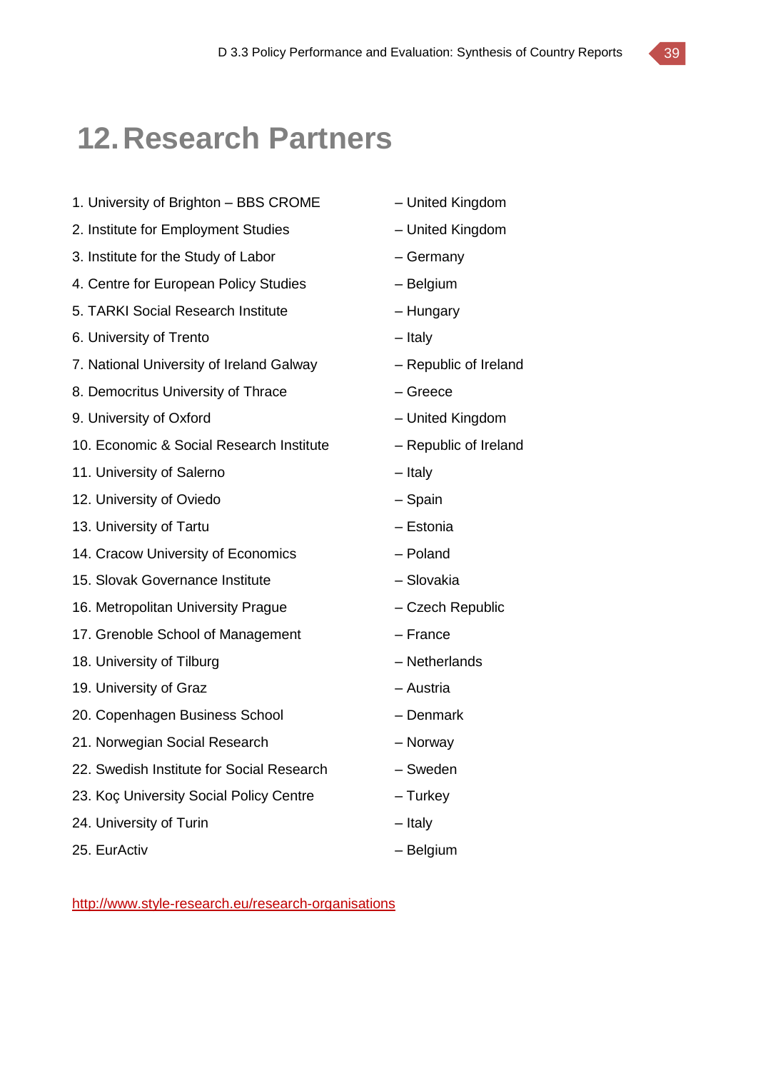# 12. Research Partners

1. University of Brighton – BBS CROME – United Kingdom
2. Institute for Employment Studies – United Kingdom
3. Institute for the Study of Labor – Germany
4. Centre for European Policy Studies – Belgium
5. TARKI Social Research Institute – Hungary
6. University of Trento – Italy
7. National University of Ireland Galway – Republic of Ireland
8. Democritus University of Thrace – Greece
9. University of Oxford – United Kingdom
10. Economic & Social Research Institute – Republic of Ireland
11. University of Salerno – Italy
12. University of Oviedo – Spain
13. University of Tartu – Estonia
14. Cracow University of Economics – Poland
15. Slovak Governance Institute – Slovakia
16. Metropolitan University Prague – Czech Republic
17. Grenoble School of Management – France
18. University of Tilburg – Netherlands
19. University of Graz – Austria
20. Copenhagen Business School – Denmark
21. Norwegian Social Research – Norway
22. Swedish Institute for Social Research – Sweden
23. Koç University Social Policy Centre – Turkey
24. University of Turin – Italy
25. EurActiv – Belgium

http://www.style-research.eu/research-organisations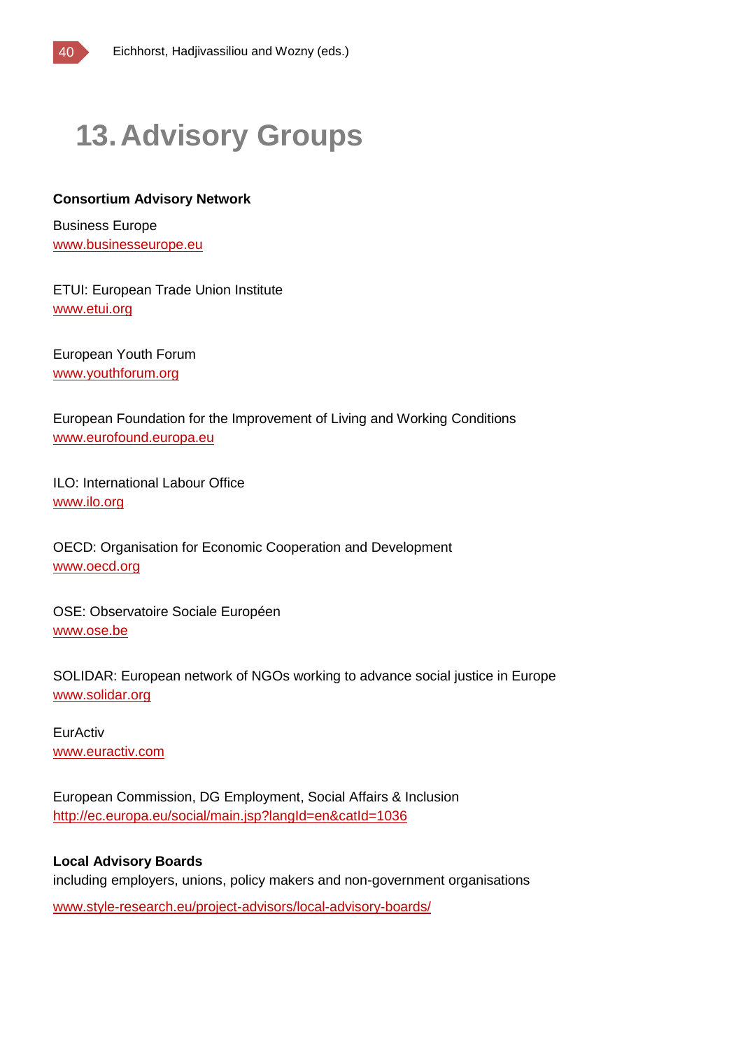# 13. Advisory Groups

**Consortium Advisory Network**

Business Europe
www.businesseurope.eu

ETUI: European Trade Union Institute
www.etui.org

European Youth Forum
www.youthforum.org

European Foundation for the Improvement of Living and Working Conditions
www.eurofound.europa.eu

ILO: International Labour Office
www.ilo.org

OECD: Organisation for Economic Cooperation and Development
www.oecd.org

OSE: Observatoire Sociale Européen
www.ose.be

SOLIDAR: European network of NGOs working to advance social justice in Europe
www.solidar.org

EurActiv
www.euractiv.com

European Commission, DG Employment, Social Affairs & Inclusion
http://ec.europa.eu/social/main.jsp?langId=en&catId=1036

**Local Advisory Boards**
including employers, unions, policy makers and non-government organisations

www.style-research.eu/project-advisors/local-advisory-boards/